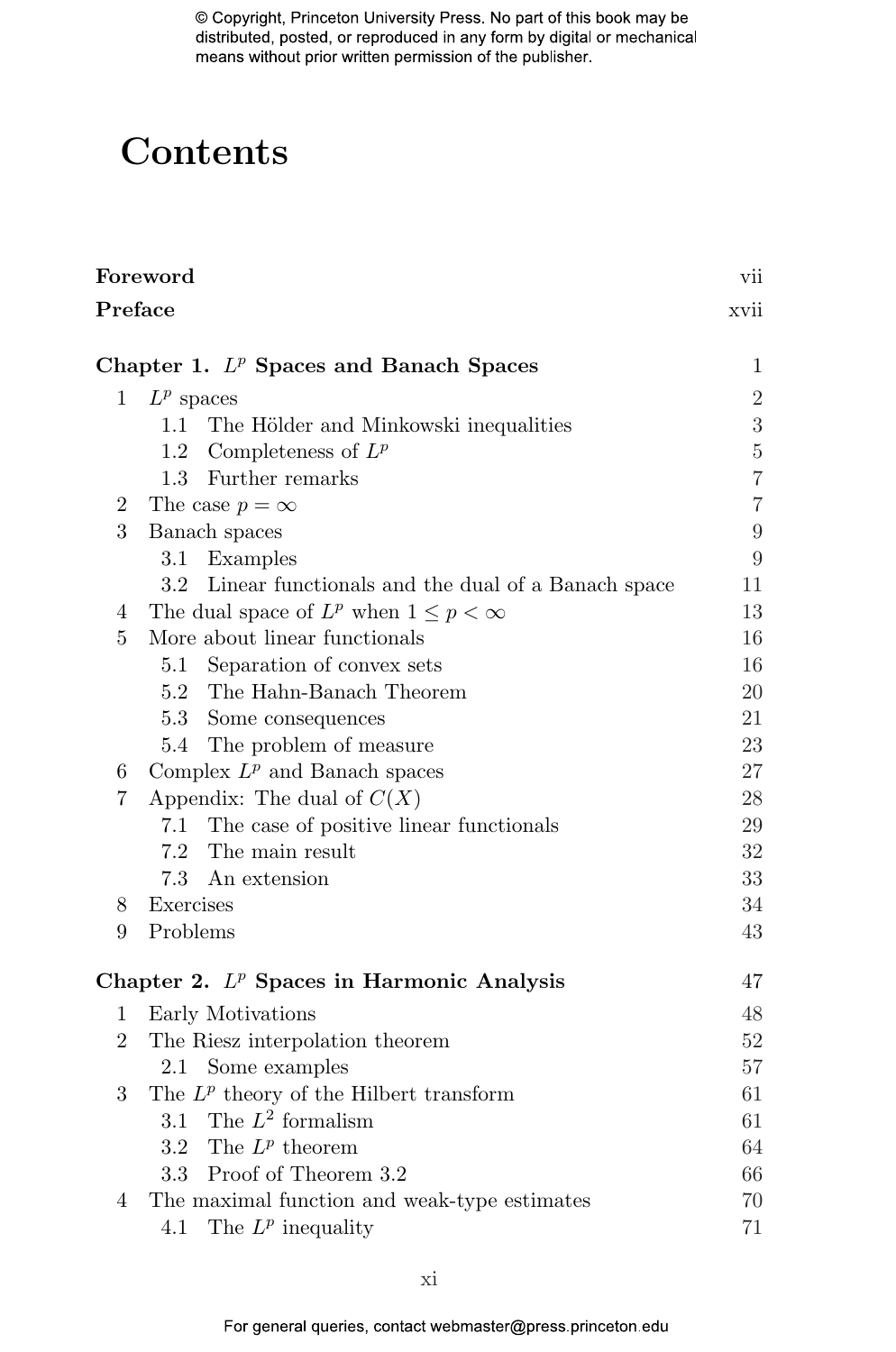# Contents

| | |
|---|---|
| **Foreword** | vii |
| **Preface** | xvii |
| **Chapter 1. $L^p$ Spaces and Banach Spaces** | 1 |
| 1 $L^p$ spaces | 2 |
| 1.1 The Hölder and Minkowski inequalities | 3 |
| 1.2 Completeness of $L^p$ | 5 |
| 1.3 Further remarks | 7 |
| 2 The case $p = \infty$ | 7 |
| 3 Banach spaces | 9 |
| 3.1 Examples | 9 |
| 3.2 Linear functionals and the dual of a Banach space | 11 |
| 4 The dual space of $L^p$ when $1 \leq p < \infty$ | 13 |
| 5 More about linear functionals | 16 |
| 5.1 Separation of convex sets | 16 |
| 5.2 The Hahn-Banach Theorem | 20 |
| 5.3 Some consequences | 21 |
| 5.4 The problem of measure | 23 |
| 6 Complex $L^p$ and Banach spaces | 27 |
| 7 Appendix: The dual of $C(X)$ | 28 |
| 7.1 The case of positive linear functionals | 29 |
| 7.2 The main result | 32 |
| 7.3 An extension | 33 |
| 8 Exercises | 34 |
| 9 Problems | 43 |
| **Chapter 2. $L^p$ Spaces in Harmonic Analysis** | 47 |
| 1 Early Motivations | 48 |
| 2 The Riesz interpolation theorem | 52 |
| 2.1 Some examples | 57 |
| 3 The $L^p$ theory of the Hilbert transform | 61 |
| 3.1 The $L^2$ formalism | 61 |
| 3.2 The $L^p$ theorem | 64 |
| 3.3 Proof of Theorem 3.2 | 66 |
| 4 The maximal function and weak-type estimates | 70 |
| 4.1 The $L^p$ inequality | 71 |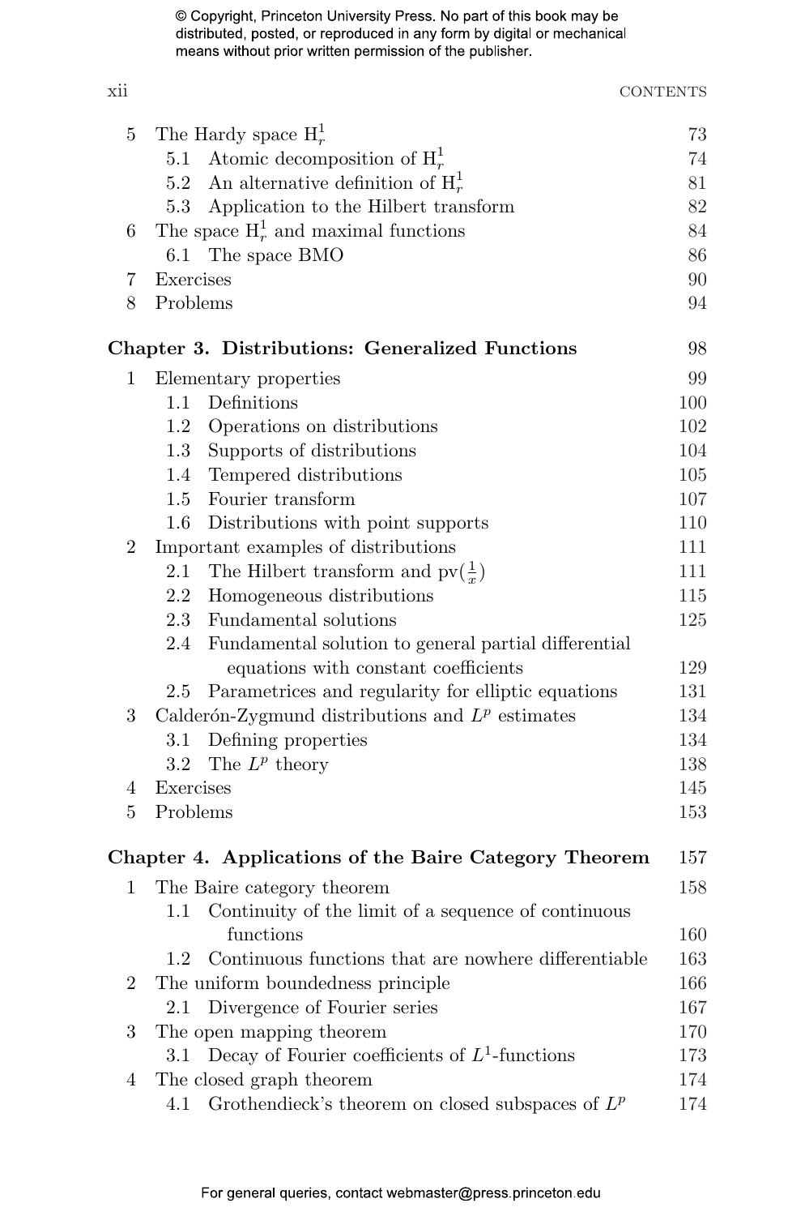5 The Hardy space $\mathrm{H}^1_r$ 73
 5.1 Atomic decomposition of $\mathrm{H}^1_r$ 74
 5.2 An alternative definition of $\mathrm{H}^1_r$ 81
 5.3 Application to the Hilbert transform 82
6 The space $\mathrm{H}^1_r$ and maximal functions 84
 6.1 The space BMO 86
7 Exercises 90
8 Problems 94

**Chapter 3. Distributions: Generalized Functions** 98

1 Elementary properties 99
 1.1 Definitions 100
 1.2 Operations on distributions 102
 1.3 Supports of distributions 104
 1.4 Tempered distributions 105
 1.5 Fourier transform 107
 1.6 Distributions with point supports 110
2 Important examples of distributions 111
 2.1 The Hilbert transform and $\mathrm{pv}(\frac{1}{x})$ 111
 2.2 Homogeneous distributions 115
 2.3 Fundamental solutions 125
 2.4 Fundamental solution to general partial differential equations with constant coefficients 129
 2.5 Parametrices and regularity for elliptic equations 131
3 Calderón-Zygmund distributions and $L^p$ estimates 134
 3.1 Defining properties 134
 3.2 The $L^p$ theory 138
4 Exercises 145
5 Problems 153

**Chapter 4. Applications of the Baire Category Theorem** 157

1 The Baire category theorem 158
 1.1 Continuity of the limit of a sequence of continuous functions 160
 1.2 Continuous functions that are nowhere differentiable 163
2 The uniform boundedness principle 166
 2.1 Divergence of Fourier series 167
3 The open mapping theorem 170
 3.1 Decay of Fourier coefficients of $L^1$-functions 173
4 The closed graph theorem 174
 4.1 Grothendieck's theorem on closed subspaces of $L^p$ 174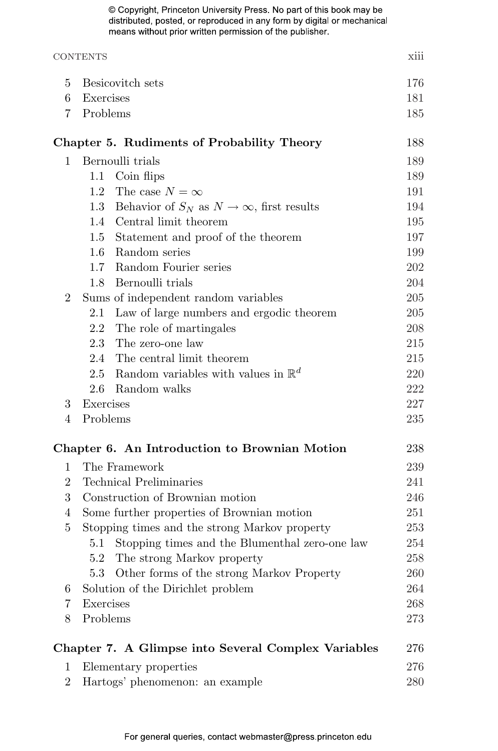5 Besicovitch sets 176
6 Exercises 181
7 Problems 185

**Chapter 5. Rudiments of Probability Theory** 188

1 Bernoulli trials 189
  1.1 Coin flips 189
  1.2 The case $N = \infty$ 191
  1.3 Behavior of $S_N$ as $N \to \infty$, first results 194
  1.4 Central limit theorem 195
  1.5 Statement and proof of the theorem 197
  1.6 Random series 199
  1.7 Random Fourier series 202
  1.8 Bernoulli trials 204
2 Sums of independent random variables 205
  2.1 Law of large numbers and ergodic theorem 205
  2.2 The role of martingales 208
  2.3 The zero-one law 215
  2.4 The central limit theorem 215
  2.5 Random variables with values in $\mathbb{R}^d$ 220
  2.6 Random walks 222
3 Exercises 227
4 Problems 235

**Chapter 6. An Introduction to Brownian Motion** 238

1 The Framework 239
2 Technical Preliminaries 241
3 Construction of Brownian motion 246
4 Some further properties of Brownian motion 251
5 Stopping times and the strong Markov property 253
  5.1 Stopping times and the Blumenthal zero-one law 254
  5.2 The strong Markov property 258
  5.3 Other forms of the strong Markov Property 260
6 Solution of the Dirichlet problem 264
7 Exercises 268
8 Problems 273

**Chapter 7. A Glimpse into Several Complex Variables** 276

1 Elementary properties 276
2 Hartogs' phenomenon: an example 280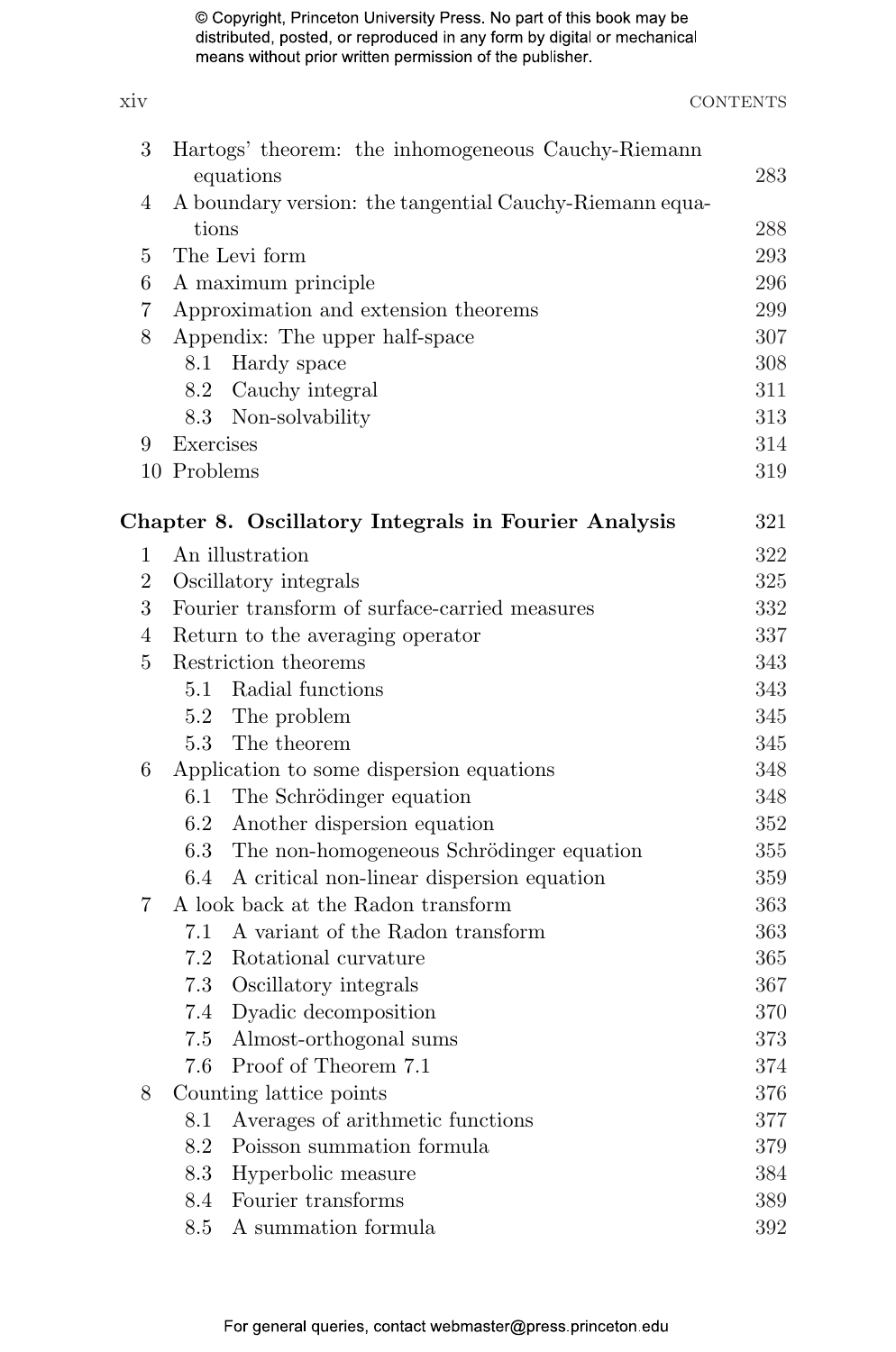© Copyright, Princeton University Press. No part of this book may be distributed, posted, or reproduced in any form by digital or mechanical means without prior written permission of the publisher.

3 Hartogs' theorem: the inhomogeneous Cauchy-Riemann equations 283
4 A boundary version: the tangential Cauchy-Riemann equations 288
5 The Levi form 293
6 A maximum principle 296
7 Approximation and extension theorems 299
8 Appendix: The upper half-space 307
  8.1 Hardy space 308
  8.2 Cauchy integral 311
  8.3 Non-solvability 313
9 Exercises 314
10 Problems 319

**Chapter 8. Oscillatory Integrals in Fourier Analysis** 321

1 An illustration 322
2 Oscillatory integrals 325
3 Fourier transform of surface-carried measures 332
4 Return to the averaging operator 337
5 Restriction theorems 343
  5.1 Radial functions 343
  5.2 The problem 345
  5.3 The theorem 345
6 Application to some dispersion equations 348
  6.1 The Schrödinger equation 348
  6.2 Another dispersion equation 352
  6.3 The non-homogeneous Schrödinger equation 355
  6.4 A critical non-linear dispersion equation 359
7 A look back at the Radon transform 363
  7.1 A variant of the Radon transform 363
  7.2 Rotational curvature 365
  7.3 Oscillatory integrals 367
  7.4 Dyadic decomposition 370
  7.5 Almost-orthogonal sums 373
  7.6 Proof of Theorem 7.1 374
8 Counting lattice points 376
  8.1 Averages of arithmetic functions 377
  8.2 Poisson summation formula 379
  8.3 Hyperbolic measure 384
  8.4 Fourier transforms 389
  8.5 A summation formula 392

For general queries, contact webmaster@press.princeton.edu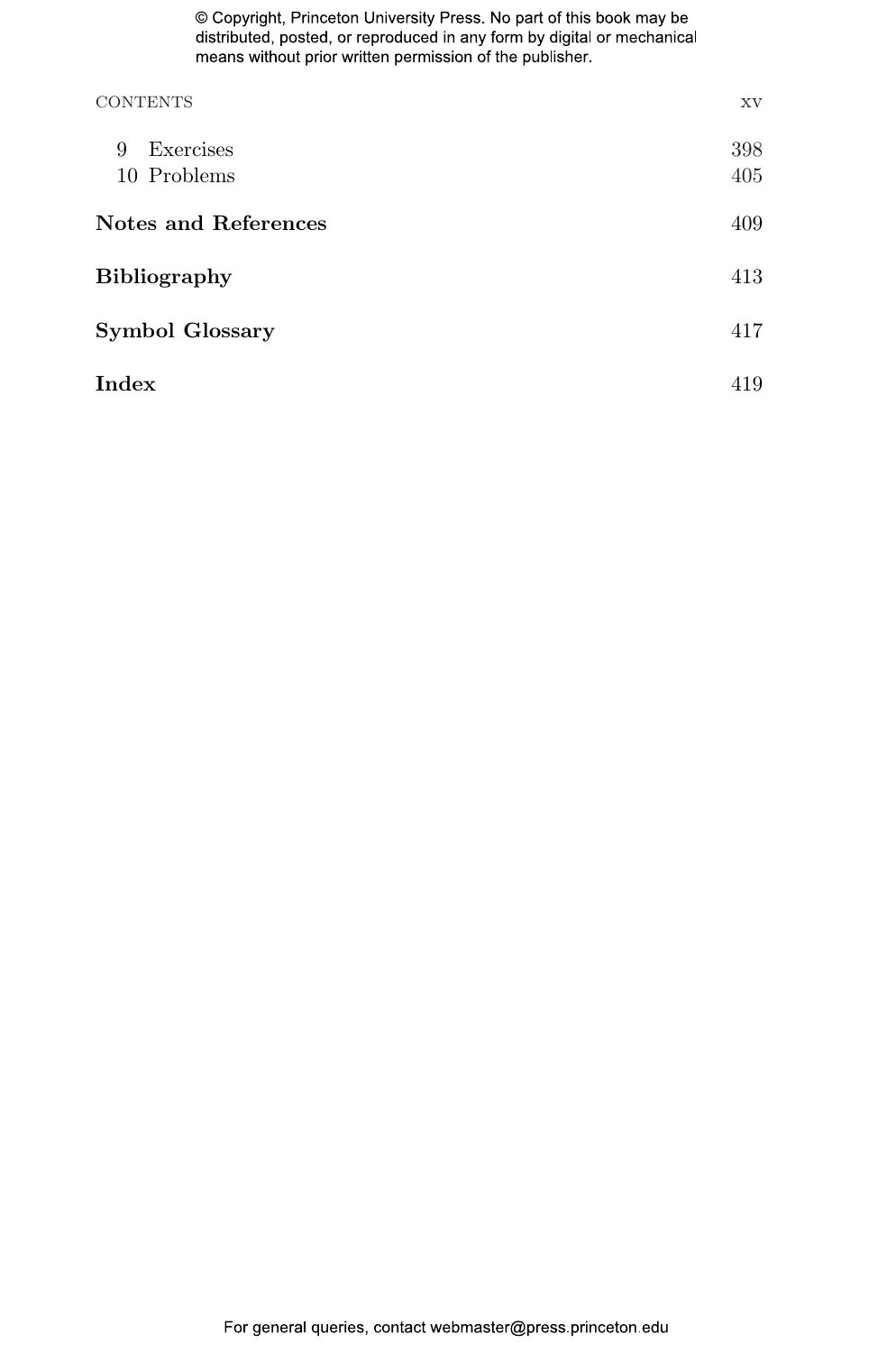| | |
|---|---|
| 9 Exercises | 398 |
| 10 Problems | 405 |
| **Notes and References** | 409 |
| **Bibliography** | 413 |
| **Symbol Glossary** | 417 |
| **Index** | 419 |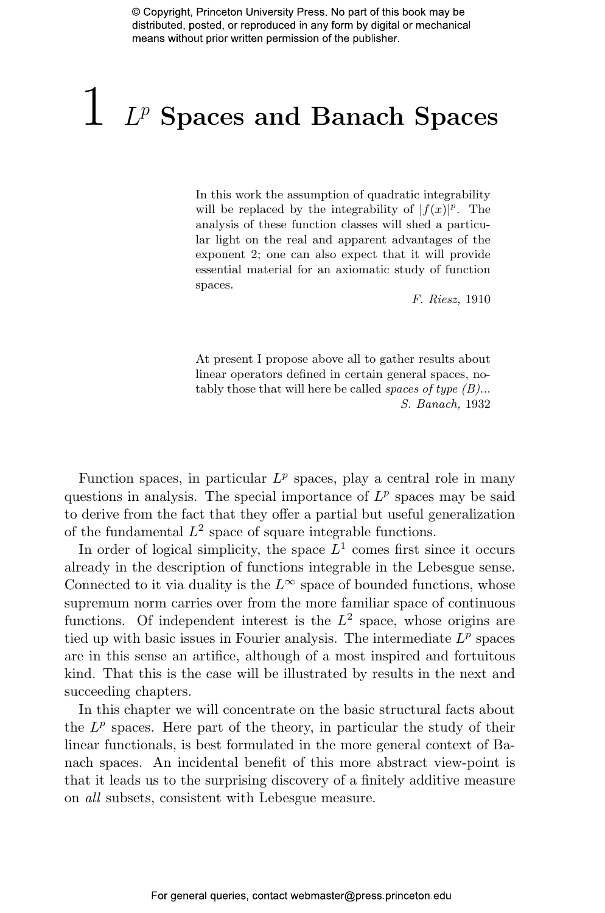# 1 $L^p$ Spaces and Banach Spaces

> In this work the assumption of quadratic integrability will be replaced by the integrability of $|f(x)|^p$. The analysis of these function classes will shed a particular light on the real and apparent advantages of the exponent 2; one can also expect that it will provide essential material for an axiomatic study of function spaces.
>
> *F. Riesz,* 1910

> At present I propose above all to gather results about linear operators defined in certain general spaces, notably those that will here be called *spaces of type (B)...*
>
> *S. Banach,* 1932

Function spaces, in particular $L^p$ spaces, play a central role in many questions in analysis. The special importance of $L^p$ spaces may be said to derive from the fact that they offer a partial but useful generalization of the fundamental $L^2$ space of square integrable functions.

In order of logical simplicity, the space $L^1$ comes first since it occurs already in the description of functions integrable in the Lebesgue sense. Connected to it via duality is the $L^\infty$ space of bounded functions, whose supremum norm carries over from the more familiar space of continuous functions. Of independent interest is the $L^2$ space, whose origins are tied up with basic issues in Fourier analysis. The intermediate $L^p$ spaces are in this sense an artifice, although of a most inspired and fortuitous kind. That this is the case will be illustrated by results in the next and succeeding chapters.

In this chapter we will concentrate on the basic structural facts about the $L^p$ spaces. Here part of the theory, in particular the study of their linear functionals, is best formulated in the more general context of Banach spaces. An incidental benefit of this more abstract view-point is that it leads us to the surprising discovery of a finitely additive measure on *all* subsets, consistent with Lebesgue measure.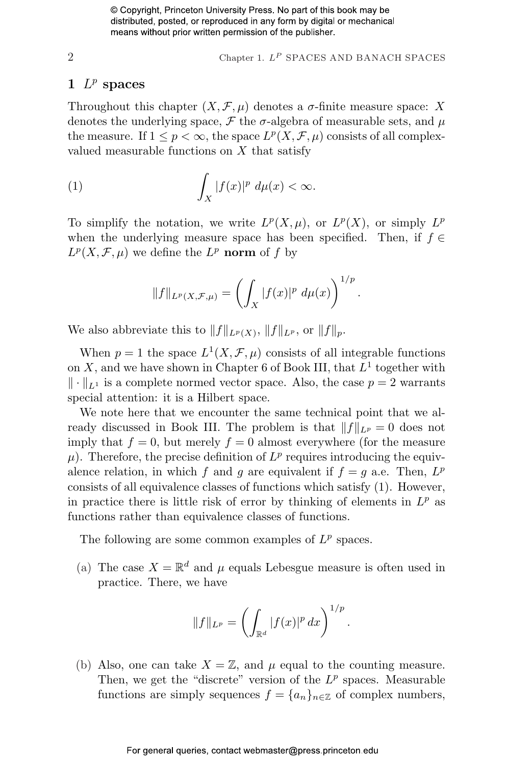## 1 $L^p$ spaces

Throughout this chapter $(X, \mathcal{F}, \mu)$ denotes a $\sigma$-finite measure space: $X$ denotes the underlying space, $\mathcal{F}$ the $\sigma$-algebra of measurable sets, and $\mu$ the measure. If $1 \leq p < \infty$, the space $L^p(X, \mathcal{F}, \mu)$ consists of all complex-valued measurable functions on $X$ that satisfy

$$\int_X |f(x)|^p \, d\mu(x) < \infty. \tag{1}$$

To simplify the notation, we write $L^p(X, \mu)$, or $L^p(X)$, or simply $L^p$ when the underlying measure space has been specified. Then, if $f \in L^p(X, \mathcal{F}, \mu)$ we define the $L^p$ **norm** of $f$ by

$$\|f\|_{L^p(X,\mathcal{F},\mu)} = \left( \int_X |f(x)|^p \, d\mu(x) \right)^{1/p}.$$

We also abbreviate this to $\|f\|_{L^p(X)}$, $\|f\|_{L^p}$, or $\|f\|_p$.

When $p = 1$ the space $L^1(X, \mathcal{F}, \mu)$ consists of all integrable functions on $X$, and we have shown in Chapter 6 of Book III, that $L^1$ together with $\|\cdot\|_{L^1}$ is a complete normed vector space. Also, the case $p = 2$ warrants special attention: it is a Hilbert space.

We note here that we encounter the same technical point that we already discussed in Book III. The problem is that $\|f\|_{L^p} = 0$ does not imply that $f = 0$, but merely $f = 0$ almost everywhere (for the measure $\mu$). Therefore, the precise definition of $L^p$ requires introducing the equivalence relation, in which $f$ and $g$ are equivalent if $f = g$ a.e. Then, $L^p$ consists of all equivalence classes of functions which satisfy (1). However, in practice there is little risk of error by thinking of elements in $L^p$ as functions rather than equivalence classes of functions.

The following are some common examples of $L^p$ spaces.

(a) The case $X = \mathbb{R}^d$ and $\mu$ equals Lebesgue measure is often used in practice. There, we have

$$\|f\|_{L^p} = \left( \int_{\mathbb{R}^d} |f(x)|^p \, dx \right)^{1/p}.$$

(b) Also, one can take $X = \mathbb{Z}$, and $\mu$ equal to the counting measure. Then, we get the "discrete" version of the $L^p$ spaces. Measurable functions are simply sequences $f = \{a_n\}_{n \in \mathbb{Z}}$ of complex numbers,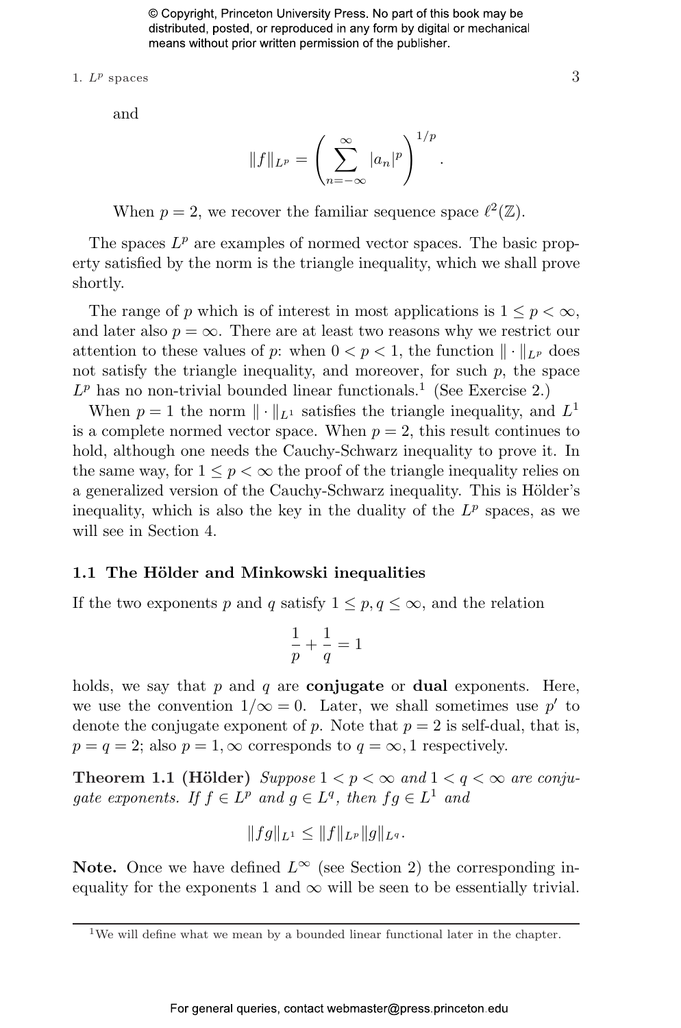and

$$\|f\|_{L^p} = \left( \sum_{n=-\infty}^{\infty} |a_n|^p \right)^{1/p}.$$

When $p = 2$, we recover the familiar sequence space $\ell^2(\mathbb{Z})$.

The spaces $L^p$ are examples of normed vector spaces. The basic property satisfied by the norm is the triangle inequality, which we shall prove shortly.

The range of $p$ which is of interest in most applications is $1 \le p < \infty$, and later also $p = \infty$. There are at least two reasons why we restrict our attention to these values of $p$: when $0 < p < 1$, the function $\|\cdot\|_{L^p}$ does not satisfy the triangle inequality, and moreover, for such $p$, the space $L^p$ has no non-trivial bounded linear functionals.[1] (See Exercise 2.)

When $p = 1$ the norm $\|\cdot\|_{L^1}$ satisfies the triangle inequality, and $L^1$ is a complete normed vector space. When $p = 2$, this result continues to hold, although one needs the Cauchy-Schwarz inequality to prove it. In the same way, for $1 \le p < \infty$ the proof of the triangle inequality relies on a generalized version of the Cauchy-Schwarz inequality. This is Hölder's inequality, which is also the key in the duality of the $L^p$ spaces, as we will see in Section 4.

### 1.1 The Hölder and Minkowski inequalities

If the two exponents $p$ and $q$ satisfy $1 \le p, q \le \infty$, and the relation

$$\frac{1}{p} + \frac{1}{q} = 1$$

holds, we say that $p$ and $q$ are **conjugate** or **dual** exponents. Here, we use the convention $1/\infty = 0$. Later, we shall sometimes use $p'$ to denote the conjugate exponent of $p$. Note that $p = 2$ is self-dual, that is, $p = q = 2$; also $p = 1, \infty$ corresponds to $q = \infty, 1$ respectively.

**Theorem 1.1 (Hölder)** *Suppose $1 < p < \infty$ and $1 < q < \infty$ are conjugate exponents. If $f \in L^p$ and $g \in L^q$, then $fg \in L^1$ and*

$$\|fg\|_{L^1} \le \|f\|_{L^p} \|g\|_{L^q}.$$

**Note.** Once we have defined $L^\infty$ (see Section 2) the corresponding inequality for the exponents 1 and $\infty$ will be seen to be essentially trivial.

[1] We will define what we mean by a bounded linear functional later in the chapter.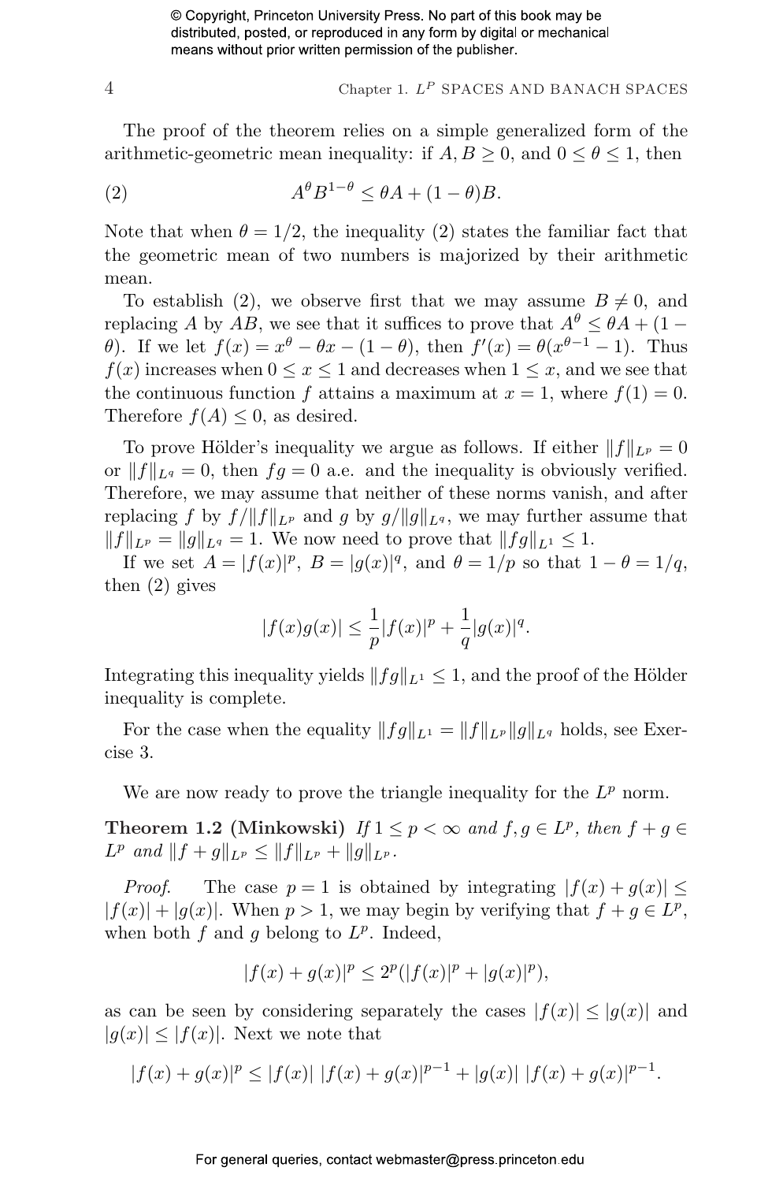The proof of the theorem relies on a simple generalized form of the arithmetic-geometric mean inequality: if $A, B \geq 0$, and $0 \leq \theta \leq 1$, then

$$A^\theta B^{1-\theta} \leq \theta A + (1-\theta)B. \tag{2}$$

Note that when $\theta = 1/2$, the inequality (2) states the familiar fact that the geometric mean of two numbers is majorized by their arithmetic mean.

To establish (2), we observe first that we may assume $B \neq 0$, and replacing $A$ by $AB$, we see that it suffices to prove that $A^\theta \leq \theta A + (1-\theta)$. If we let $f(x) = x^\theta - \theta x - (1-\theta)$, then $f'(x) = \theta(x^{\theta-1} - 1)$. Thus $f(x)$ increases when $0 \leq x \leq 1$ and decreases when $1 \leq x$, and we see that the continuous function $f$ attains a maximum at $x = 1$, where $f(1) = 0$. Therefore $f(A) \leq 0$, as desired.

To prove Hölder's inequality we argue as follows. If either $\|f\|_{L^p} = 0$ or $\|f\|_{L^q} = 0$, then $fg = 0$ a.e. and the inequality is obviously verified. Therefore, we may assume that neither of these norms vanish, and after replacing $f$ by $f/\|f\|_{L^p}$ and $g$ by $g/\|g\|_{L^q}$, we may further assume that $\|f\|_{L^p} = \|g\|_{L^q} = 1$. We now need to prove that $\|fg\|_{L^1} \leq 1$.

If we set $A = |f(x)|^p$, $B = |g(x)|^q$, and $\theta = 1/p$ so that $1 - \theta = 1/q$, then (2) gives

$$|f(x)g(x)| \leq \frac{1}{p}|f(x)|^p + \frac{1}{q}|g(x)|^q.$$

Integrating this inequality yields $\|fg\|_{L^1} \leq 1$, and the proof of the Hölder inequality is complete.

For the case when the equality $\|fg\|_{L^1} = \|f\|_{L^p}\|g\|_{L^q}$ holds, see Exercise 3.

We are now ready to prove the triangle inequality for the $L^p$ norm.

**Theorem 1.2 (Minkowski)** *If $1 \leq p < \infty$ and $f, g \in L^p$, then $f + g \in L^p$ and $\|f + g\|_{L^p} \leq \|f\|_{L^p} + \|g\|_{L^p}$.*

*Proof.* The case $p = 1$ is obtained by integrating $|f(x) + g(x)| \leq |f(x)| + |g(x)|$. When $p > 1$, we may begin by verifying that $f + g \in L^p$, when both $f$ and $g$ belong to $L^p$. Indeed,

$$|f(x) + g(x)|^p \leq 2^p(|f(x)|^p + |g(x)|^p),$$

as can be seen by considering separately the cases $|f(x)| \leq |g(x)|$ and $|g(x)| \leq |f(x)|$. Next we note that

$$|f(x) + g(x)|^p \leq |f(x)|\,|f(x) + g(x)|^{p-1} + |g(x)|\,|f(x) + g(x)|^{p-1}.$$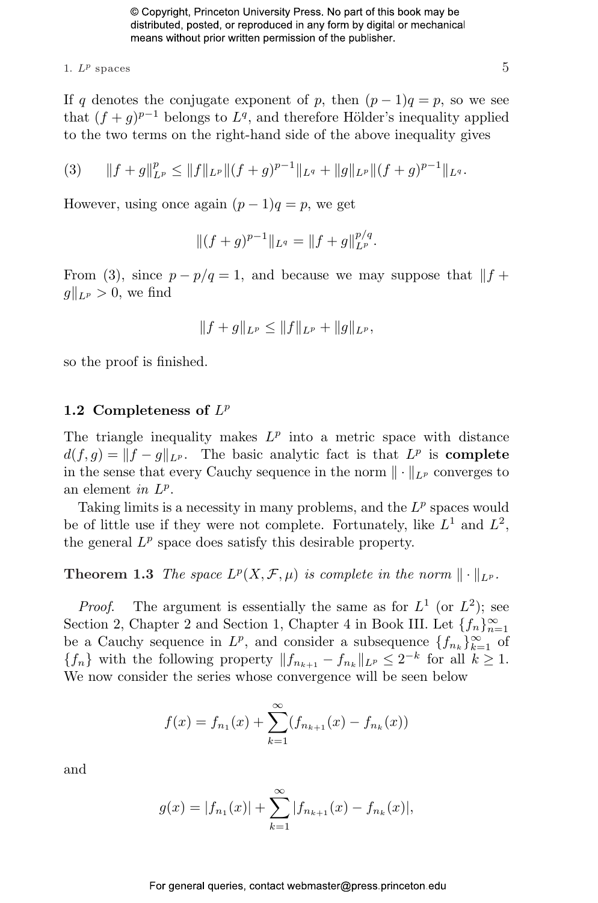If $q$ denotes the conjugate exponent of $p$, then $(p-1)q = p$, so we see that $(f+g)^{p-1}$ belongs to $L^q$, and therefore Hölder's inequality applied to the two terms on the right-hand side of the above inequality gives

$$\|f+g\|_{L^p}^p \le \|f\|_{L^p}\|(f+g)^{p-1}\|_{L^q} + \|g\|_{L^p}\|(f+g)^{p-1}\|_{L^q}. \tag{3}$$

However, using once again $(p-1)q = p$, we get

$$\|(f+g)^{p-1}\|_{L^q} = \|f+g\|_{L^p}^{p/q}.$$

From (3), since $p - p/q = 1$, and because we may suppose that $\|f+g\|_{L^p} > 0$, we find

$$\|f+g\|_{L^p} \le \|f\|_{L^p} + \|g\|_{L^p},$$

so the proof is finished.

## 1.2 Completeness of $L^p$

The triangle inequality makes $L^p$ into a metric space with distance $d(f,g) = \|f-g\|_{L^p}$. The basic analytic fact is that $L^p$ is **complete** in the sense that every Cauchy sequence in the norm $\|\cdot\|_{L^p}$ converges to an element *in* $L^p$.

Taking limits is a necessity in many problems, and the $L^p$ spaces would be of little use if they were not complete. Fortunately, like $L^1$ and $L^2$, the general $L^p$ space does satisfy this desirable property.

**Theorem 1.3** *The space $L^p(X, \mathcal{F}, \mu)$ is complete in the norm $\|\cdot\|_{L^p}$.*

*Proof.* The argument is essentially the same as for $L^1$ (or $L^2$); see Section 2, Chapter 2 and Section 1, Chapter 4 in Book III. Let $\{f_n\}_{n=1}^\infty$ be a Cauchy sequence in $L^p$, and consider a subsequence $\{f_{n_k}\}_{k=1}^\infty$ of $\{f_n\}$ with the following property $\|f_{n_{k+1}} - f_{n_k}\|_{L^p} \le 2^{-k}$ for all $k \ge 1$. We now consider the series whose convergence will be seen below

$$f(x) = f_{n_1}(x) + \sum_{k=1}^\infty (f_{n_{k+1}}(x) - f_{n_k}(x))$$

and

$$g(x) = |f_{n_1}(x)| + \sum_{k=1}^\infty |f_{n_{k+1}}(x) - f_{n_k}(x)|,$$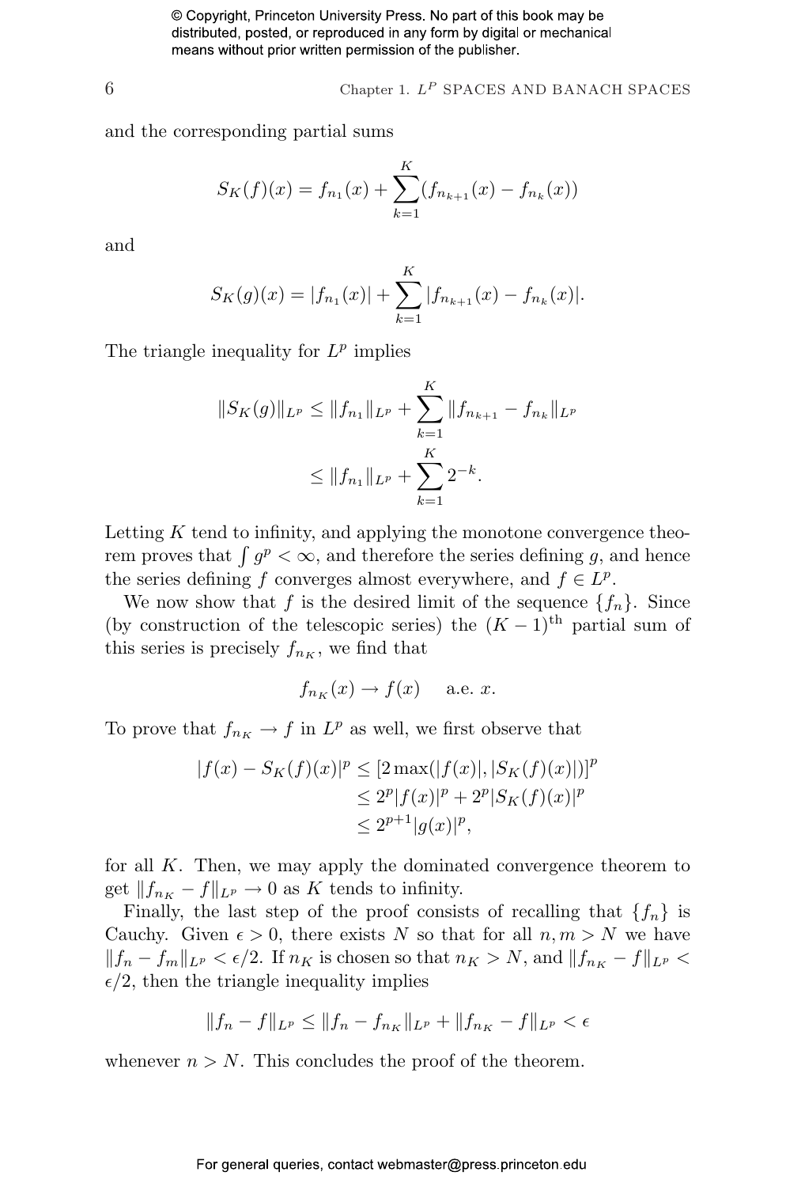and the corresponding partial sums

$$S_K(f)(x) = f_{n_1}(x) + \sum_{k=1}^{K}(f_{n_{k+1}}(x) - f_{n_k}(x))$$

and

$$S_K(g)(x) = |f_{n_1}(x)| + \sum_{k=1}^{K}|f_{n_{k+1}}(x) - f_{n_k}(x)|.$$

The triangle inequality for $L^p$ implies

$$\begin{aligned}\|S_K(g)\|_{L^p} &\le \|f_{n_1}\|_{L^p} + \sum_{k=1}^{K}\|f_{n_{k+1}} - f_{n_k}\|_{L^p} \\ &\le \|f_{n_1}\|_{L^p} + \sum_{k=1}^{K}2^{-k}.\end{aligned}$$

Letting $K$ tend to infinity, and applying the monotone convergence theorem proves that $\int g^p < \infty$, and therefore the series defining $g$, and hence the series defining $f$ converges almost everywhere, and $f \in L^p$.

We now show that $f$ is the desired limit of the sequence $\{f_n\}$. Since (by construction of the telescopic series) the $(K-1)^{\text{th}}$ partial sum of this series is precisely $f_{n_K}$, we find that

$$f_{n_K}(x) \to f(x) \quad \text{a.e. } x.$$

To prove that $f_{n_K} \to f$ in $L^p$ as well, we first observe that

$$\begin{aligned}|f(x) - S_K(f)(x)|^p &\le [2\max(|f(x)|, |S_K(f)(x)|)]^p \\ &\le 2^p|f(x)|^p + 2^p|S_K(f)(x)|^p \\ &\le 2^{p+1}|g(x)|^p,\end{aligned}$$

for all $K$. Then, we may apply the dominated convergence theorem to get $\|f_{n_K} - f\|_{L^p} \to 0$ as $K$ tends to infinity.

Finally, the last step of the proof consists of recalling that $\{f_n\}$ is Cauchy. Given $\epsilon > 0$, there exists $N$ so that for all $n, m > N$ we have $\|f_n - f_m\|_{L^p} < \epsilon/2$. If $n_K$ is chosen so that $n_K > N$, and $\|f_{n_K} - f\|_{L^p} < \epsilon/2$, then the triangle inequality implies

$$\|f_n - f\|_{L^p} \le \|f_n - f_{n_K}\|_{L^p} + \|f_{n_K} - f\|_{L^p} < \epsilon$$

whenever $n > N$. This concludes the proof of the theorem.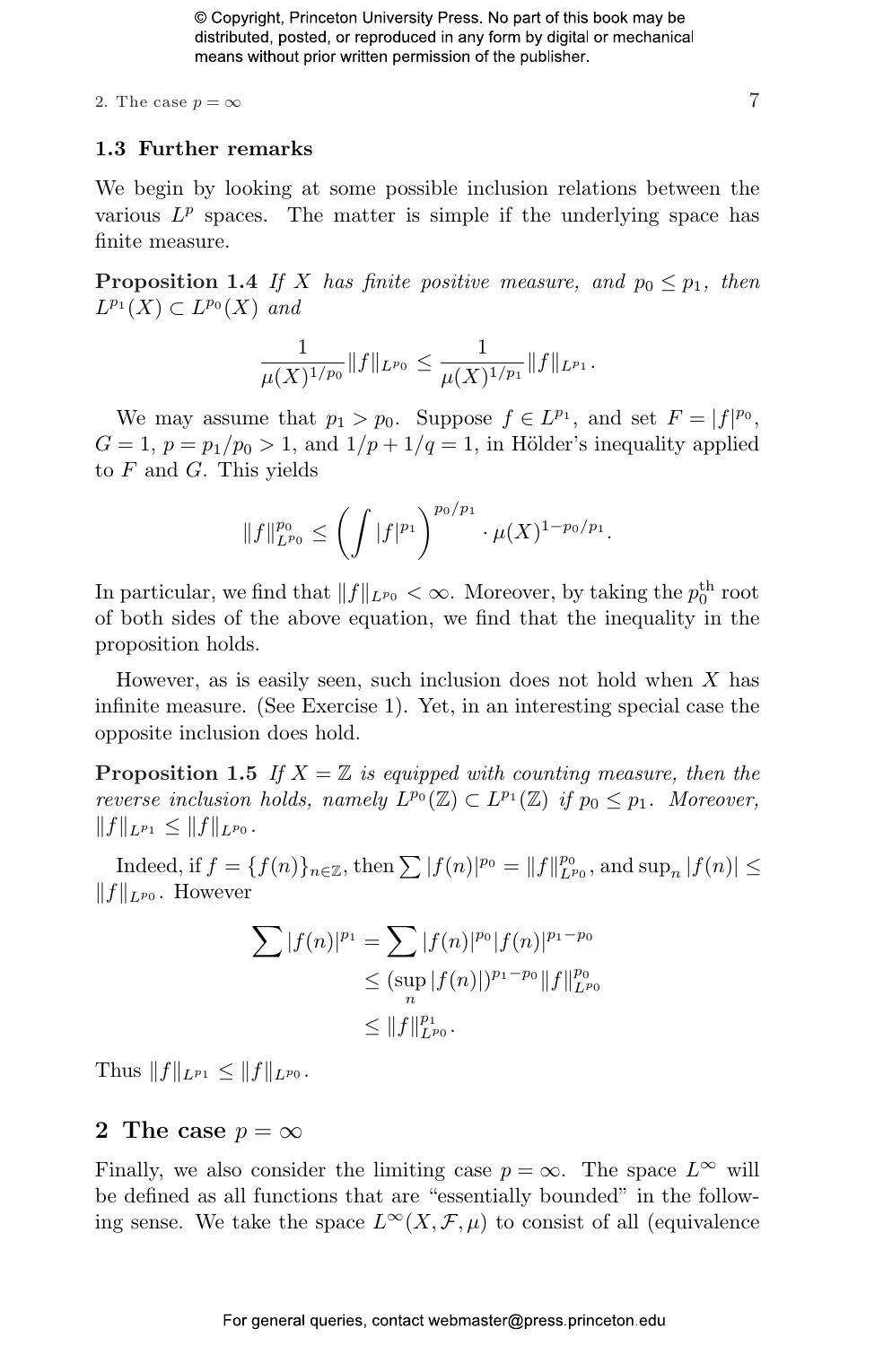### 1.3 Further remarks

We begin by looking at some possible inclusion relations between the various $L^p$ spaces. The matter is simple if the underlying space has finite measure.

**Proposition 1.4** *If $X$ has finite positive measure, and $p_0 \leq p_1$, then $L^{p_1}(X) \subset L^{p_0}(X)$ and*

$$\frac{1}{\mu(X)^{1/p_0}}\|f\|_{L^{p_0}} \leq \frac{1}{\mu(X)^{1/p_1}}\|f\|_{L^{p_1}}.$$

We may assume that $p_1 > p_0$. Suppose $f \in L^{p_1}$, and set $F = |f|^{p_0}$, $G = 1$, $p = p_1/p_0 > 1$, and $1/p + 1/q = 1$, in Hölder's inequality applied to $F$ and $G$. This yields

$$\|f\|_{L^{p_0}}^{p_0} \leq \left(\int |f|^{p_1}\right)^{p_0/p_1} \cdot \mu(X)^{1-p_0/p_1}.$$

In particular, we find that $\|f\|_{L^{p_0}} < \infty$. Moreover, by taking the $p_0^{\text{th}}$ root of both sides of the above equation, we find that the inequality in the proposition holds.

However, as is easily seen, such inclusion does not hold when $X$ has infinite measure. (See Exercise 1). Yet, in an interesting special case the opposite inclusion does hold.

**Proposition 1.5** *If $X = \mathbb{Z}$ is equipped with counting measure, then the reverse inclusion holds, namely $L^{p_0}(\mathbb{Z}) \subset L^{p_1}(\mathbb{Z})$ if $p_0 \leq p_1$. Moreover, $\|f\|_{L^{p_1}} \leq \|f\|_{L^{p_0}}$.*

Indeed, if $f = \{f(n)\}_{n\in\mathbb{Z}}$, then $\sum |f(n)|^{p_0} = \|f\|_{L^{p_0}}^{p_0}$, and $\sup_n |f(n)| \leq \|f\|_{L^{p_0}}$. However

$$\begin{aligned}
\sum |f(n)|^{p_1} &= \sum |f(n)|^{p_0}|f(n)|^{p_1-p_0} \\
&\leq (\sup_n |f(n)|)^{p_1-p_0}\|f\|_{L^{p_0}}^{p_0} \\
&\leq \|f\|_{L^{p_0}}^{p_1}.
\end{aligned}$$

Thus $\|f\|_{L^{p_1}} \leq \|f\|_{L^{p_0}}$.

## 2 The case $p = \infty$

Finally, we also consider the limiting case $p = \infty$. The space $L^\infty$ will be defined as all functions that are "essentially bounded" in the following sense. We take the space $L^\infty(X, \mathcal{F}, \mu)$ to consist of all (equivalence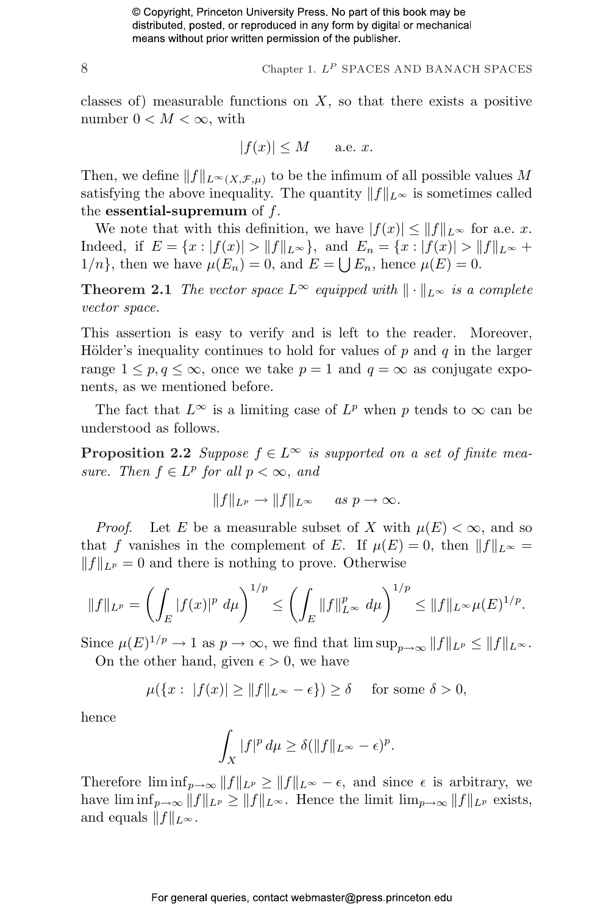classes of) measurable functions on $X$, so that there exists a positive number $0 < M < \infty$, with

$$|f(x)| \leq M \qquad \text{a.e. } x.$$

Then, we define $\|f\|_{L^\infty(X,\mathcal{F},\mu)}$ to be the infimum of all possible values $M$ satisfying the above inequality. The quantity $\|f\|_{L^\infty}$ is sometimes called the **essential-supremum** of $f$.

We note that with this definition, we have $|f(x)| \leq \|f\|_{L^\infty}$ for a.e. $x$. Indeed, if $E = \{x : |f(x)| > \|f\|_{L^\infty}\}$, and $E_n = \{x : |f(x)| > \|f\|_{L^\infty} + 1/n\}$, then we have $\mu(E_n) = 0$, and $E = \bigcup E_n$, hence $\mu(E) = 0$.

**Theorem 2.1** *The vector space $L^\infty$ equipped with $\|\cdot\|_{L^\infty}$ is a complete vector space.*

This assertion is easy to verify and is left to the reader. Moreover, Hölder's inequality continues to hold for values of $p$ and $q$ in the larger range $1 \leq p, q \leq \infty$, once we take $p = 1$ and $q = \infty$ as conjugate exponents, as we mentioned before.

The fact that $L^\infty$ is a limiting case of $L^p$ when $p$ tends to $\infty$ can be understood as follows.

**Proposition 2.2** *Suppose $f \in L^\infty$ is supported on a set of finite measure. Then $f \in L^p$ for all $p < \infty$, and*

$$\|f\|_{L^p} \to \|f\|_{L^\infty} \qquad \text{as } p \to \infty.$$

*Proof.* Let $E$ be a measurable subset of $X$ with $\mu(E) < \infty$, and so that $f$ vanishes in the complement of $E$. If $\mu(E) = 0$, then $\|f\|_{L^\infty} = \|f\|_{L^p} = 0$ and there is nothing to prove. Otherwise

$$\|f\|_{L^p} = \left( \int_E |f(x)|^p \, d\mu \right)^{1/p} \leq \left( \int_E \|f\|_{L^\infty}^p \, d\mu \right)^{1/p} \leq \|f\|_{L^\infty} \mu(E)^{1/p}.$$

Since $\mu(E)^{1/p} \to 1$ as $p \to \infty$, we find that $\limsup_{p\to\infty} \|f\|_{L^p} \leq \|f\|_{L^\infty}$.

On the other hand, given $\epsilon > 0$, we have

$$\mu(\{x : \, |f(x)| \geq \|f\|_{L^\infty} - \epsilon\}) \geq \delta \quad \text{ for some } \delta > 0,$$

hence

$$\int_X |f|^p \, d\mu \geq \delta(\|f\|_{L^\infty} - \epsilon)^p.$$

Therefore $\liminf_{p\to\infty} \|f\|_{L^p} \geq \|f\|_{L^\infty} - \epsilon$, and since $\epsilon$ is arbitrary, we have $\liminf_{p\to\infty} \|f\|_{L^p} \geq \|f\|_{L^\infty}$. Hence the limit $\lim_{p\to\infty} \|f\|_{L^p}$ exists, and equals $\|f\|_{L^\infty}$.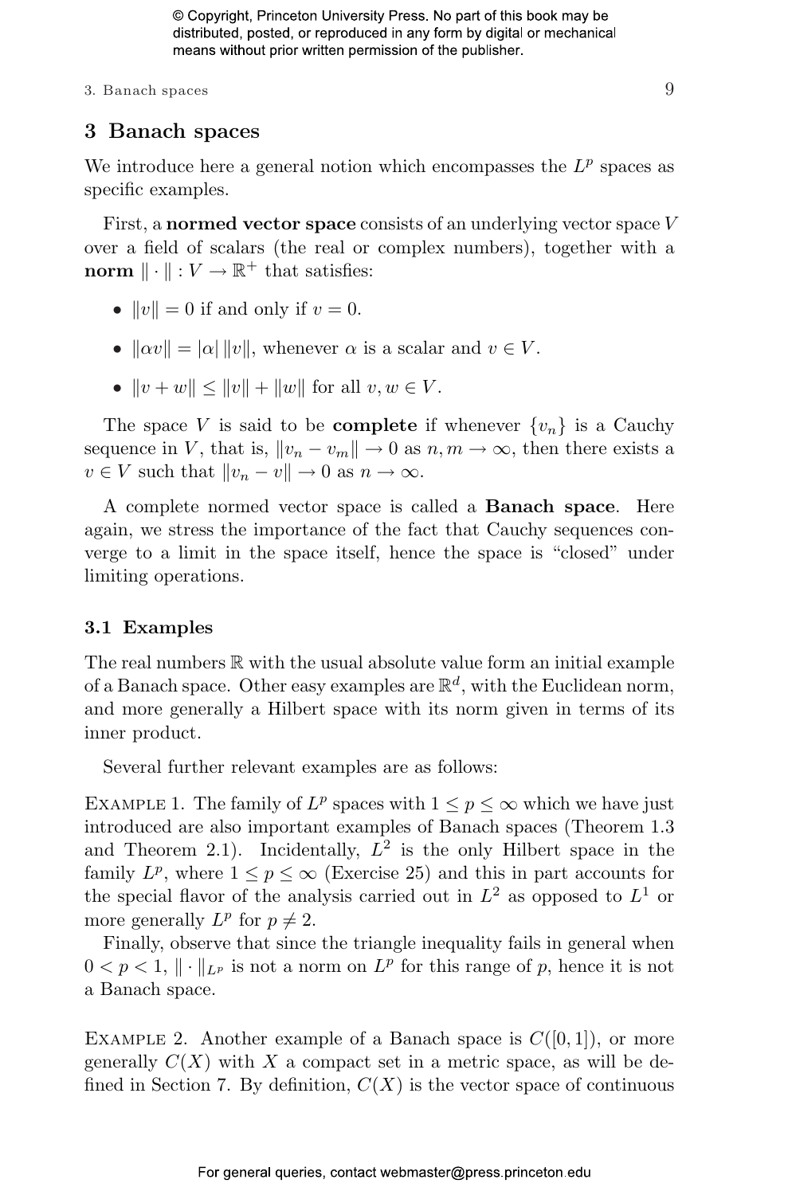# 3 Banach spaces

We introduce here a general notion which encompasses the $L^p$ spaces as specific examples.

First, a **normed vector space** consists of an underlying vector space $V$ over a field of scalars (the real or complex numbers), together with a **norm** $\| \cdot \| : V \to \mathbb{R}^+$ that satisfies:

- $\|v\| = 0$ if and only if $v = 0$.
- $\|\alpha v\| = |\alpha| \, \|v\|$, whenever $\alpha$ is a scalar and $v \in V$.
- $\|v + w\| \leq \|v\| + \|w\|$ for all $v, w \in V$.

The space $V$ is said to be **complete** if whenever $\{v_n\}$ is a Cauchy sequence in $V$, that is, $\|v_n - v_m\| \to 0$ as $n, m \to \infty$, then there exists a $v \in V$ such that $\|v_n - v\| \to 0$ as $n \to \infty$.

A complete normed vector space is called a **Banach space**. Here again, we stress the importance of the fact that Cauchy sequences converge to a limit in the space itself, hence the space is "closed" under limiting operations.

## 3.1 Examples

The real numbers $\mathbb{R}$ with the usual absolute value form an initial example of a Banach space. Other easy examples are $\mathbb{R}^d$, with the Euclidean norm, and more generally a Hilbert space with its norm given in terms of its inner product.

Several further relevant examples are as follows:

Example 1. The family of $L^p$ spaces with $1 \leq p \leq \infty$ which we have just introduced are also important examples of Banach spaces (Theorem 1.3 and Theorem 2.1). Incidentally, $L^2$ is the only Hilbert space in the family $L^p$, where $1 \leq p \leq \infty$ (Exercise 25) and this in part accounts for the special flavor of the analysis carried out in $L^2$ as opposed to $L^1$ or more generally $L^p$ for $p \neq 2$.

Finally, observe that since the triangle inequality fails in general when $0 < p < 1$, $\| \cdot \|_{L^p}$ is not a norm on $L^p$ for this range of $p$, hence it is not a Banach space.

Example 2. Another example of a Banach space is $C([0,1])$, or more generally $C(X)$ with $X$ a compact set in a metric space, as will be defined in Section 7. By definition, $C(X)$ is the vector space of continuous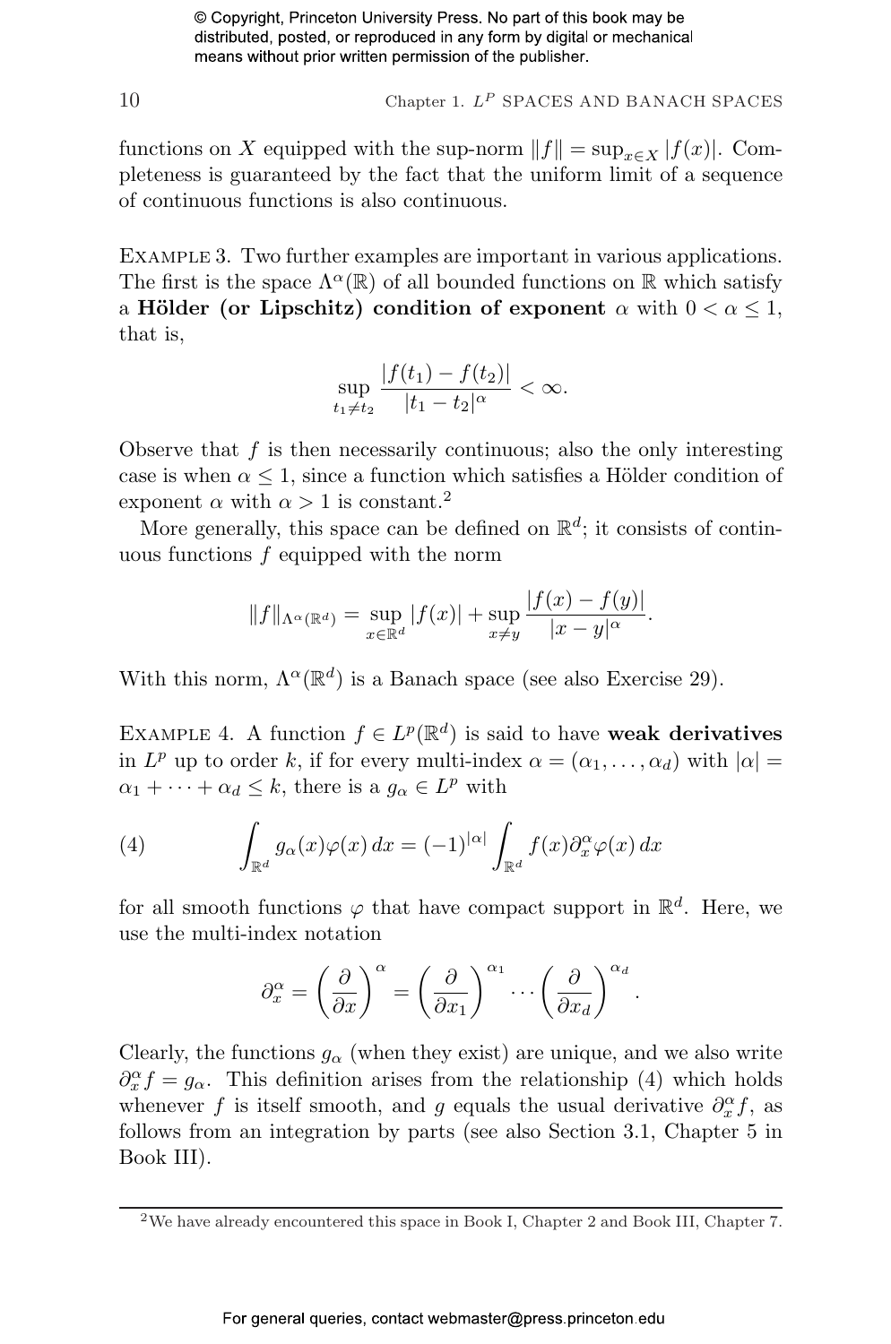functions on $X$ equipped with the sup-norm $\|f\| = \sup_{x\in X} |f(x)|$. Completeness is guaranteed by the fact that the uniform limit of a sequence of continuous functions is also continuous.

EXAMPLE 3. Two further examples are important in various applications. The first is the space $\Lambda^\alpha(\mathbb{R})$ of all bounded functions on $\mathbb{R}$ which satisfy a **Hölder (or Lipschitz) condition of exponent** $\alpha$ with $0 < \alpha \leq 1$, that is,

$$\sup_{t_1\neq t_2} \frac{|f(t_1) - f(t_2)|}{|t_1 - t_2|^\alpha} < \infty.$$

Observe that $f$ is then necessarily continuous; also the only interesting case is when $\alpha \leq 1$, since a function which satisfies a Hölder condition of exponent $\alpha$ with $\alpha > 1$ is constant.[2]

More generally, this space can be defined on $\mathbb{R}^d$; it consists of continuous functions $f$ equipped with the norm

$$\|f\|_{\Lambda^\alpha(\mathbb{R}^d)} = \sup_{x\in\mathbb{R}^d} |f(x)| + \sup_{x\neq y} \frac{|f(x) - f(y)|}{|x - y|^\alpha}.$$

With this norm, $\Lambda^\alpha(\mathbb{R}^d)$ is a Banach space (see also Exercise 29).

EXAMPLE 4. A function $f \in L^p(\mathbb{R}^d)$ is said to have **weak derivatives** in $L^p$ up to order $k$, if for every multi-index $\alpha = (\alpha_1, \ldots, \alpha_d)$ with $|\alpha| = \alpha_1 + \cdots + \alpha_d \leq k$, there is a $g_\alpha \in L^p$ with

$$\int_{\mathbb{R}^d} g_\alpha(x)\varphi(x)\, dx = (-1)^{|\alpha|} \int_{\mathbb{R}^d} f(x)\partial_x^\alpha \varphi(x)\, dx \tag{4}$$

for all smooth functions $\varphi$ that have compact support in $\mathbb{R}^d$. Here, we use the multi-index notation

$$\partial_x^\alpha = \left(\frac{\partial}{\partial x}\right)^\alpha = \left(\frac{\partial}{\partial x_1}\right)^{\alpha_1} \cdots \left(\frac{\partial}{\partial x_d}\right)^{\alpha_d}.$$

Clearly, the functions $g_\alpha$ (when they exist) are unique, and we also write $\partial_x^\alpha f = g_\alpha$. This definition arises from the relationship (4) which holds whenever $f$ is itself smooth, and $g$ equals the usual derivative $\partial_x^\alpha f$, as follows from an integration by parts (see also Section 3.1, Chapter 5 in Book III).

[2] We have already encountered this space in Book I, Chapter 2 and Book III, Chapter 7.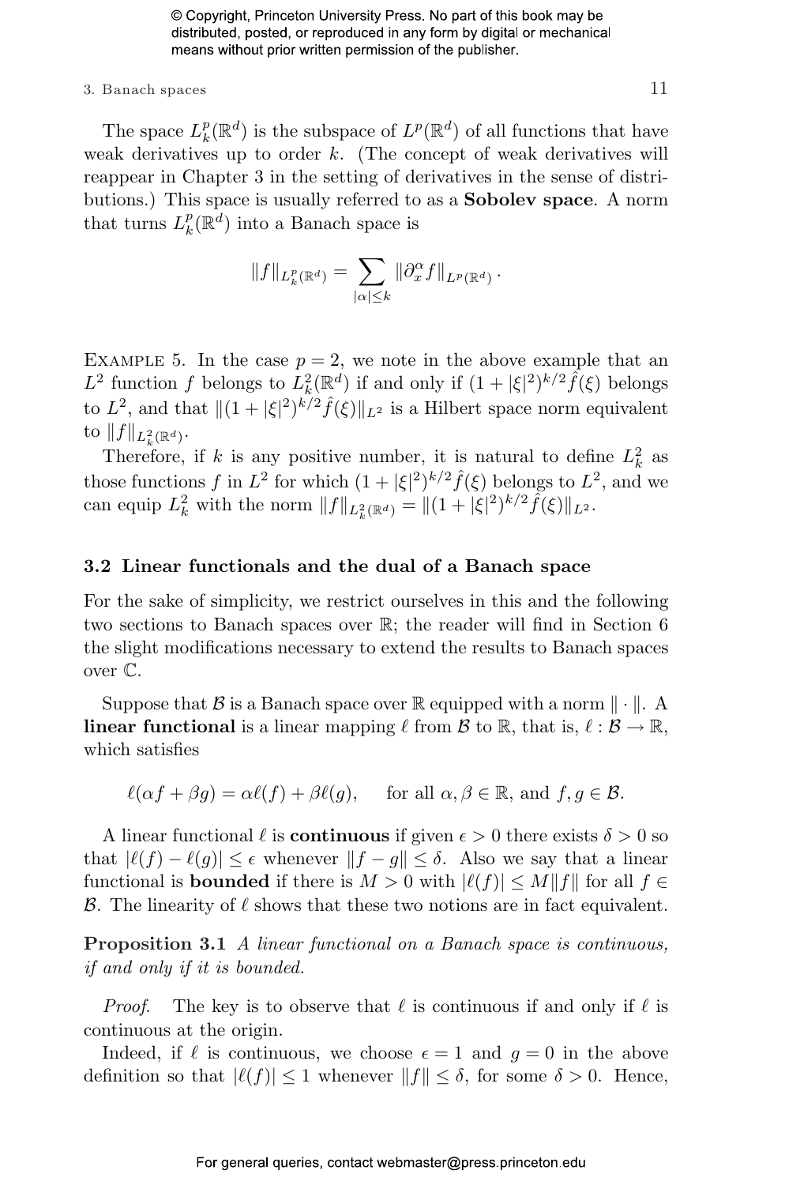The space $L^p_k(\mathbb{R}^d)$ is the subspace of $L^p(\mathbb{R}^d)$ of all functions that have weak derivatives up to order $k$. (The concept of weak derivatives will reappear in Chapter 3 in the setting of derivatives in the sense of distributions.) This space is usually referred to as a **Sobolev space**. A norm that turns $L^p_k(\mathbb{R}^d)$ into a Banach space is

$$\|f\|_{L^p_k(\mathbb{R}^d)} = \sum_{|\alpha|\leq k} \|\partial_x^\alpha f\|_{L^p(\mathbb{R}^d)} .$$

EXAMPLE 5. In the case $p = 2$, we note in the above example that an $L^2$ function $f$ belongs to $L^2_k(\mathbb{R}^d)$ if and only if $(1 + |\xi|^2)^{k/2}\hat{f}(\xi)$ belongs to $L^2$, and that $\|(1 + |\xi|^2)^{k/2}\hat{f}(\xi)\|_{L^2}$ is a Hilbert space norm equivalent to $\|f\|_{L^2_k(\mathbb{R}^d)}$.

Therefore, if $k$ is any positive number, it is natural to define $L^2_k$ as those functions $f$ in $L^2$ for which $(1 + |\xi|^2)^{k/2}\hat{f}(\xi)$ belongs to $L^2$, and we can equip $L^2_k$ with the norm $\|f\|_{L^2_k(\mathbb{R}^d)} = \|(1 + |\xi|^2)^{k/2}\hat{f}(\xi)\|_{L^2}$.

### 3.2 Linear functionals and the dual of a Banach space

For the sake of simplicity, we restrict ourselves in this and the following two sections to Banach spaces over $\mathbb{R}$; the reader will find in Section 6 the slight modifications necessary to extend the results to Banach spaces over $\mathbb{C}$.

Suppose that $\mathcal{B}$ is a Banach space over $\mathbb{R}$ equipped with a norm $\|\cdot\|$. A **linear functional** is a linear mapping $\ell$ from $\mathcal{B}$ to $\mathbb{R}$, that is, $\ell : \mathcal{B} \to \mathbb{R}$, which satisfies

$$\ell(\alpha f + \beta g) = \alpha\ell(f) + \beta\ell(g), \qquad \text{for all } \alpha, \beta \in \mathbb{R}, \text{ and } f, g \in \mathcal{B}.$$

A linear functional $\ell$ is **continuous** if given $\epsilon > 0$ there exists $\delta > 0$ so that $|\ell(f) - \ell(g)| \leq \epsilon$ whenever $\|f - g\| \leq \delta$. Also we say that a linear functional is **bounded** if there is $M > 0$ with $|\ell(f)| \leq M\|f\|$ for all $f \in \mathcal{B}$. The linearity of $\ell$ shows that these two notions are in fact equivalent.

**Proposition 3.1** *A linear functional on a Banach space is continuous, if and only if it is bounded.*

*Proof.* The key is to observe that $\ell$ is continuous if and only if $\ell$ is continuous at the origin.

Indeed, if $\ell$ is continuous, we choose $\epsilon = 1$ and $g = 0$ in the above definition so that $|\ell(f)| \leq 1$ whenever $\|f\| \leq \delta$, for some $\delta > 0$. Hence,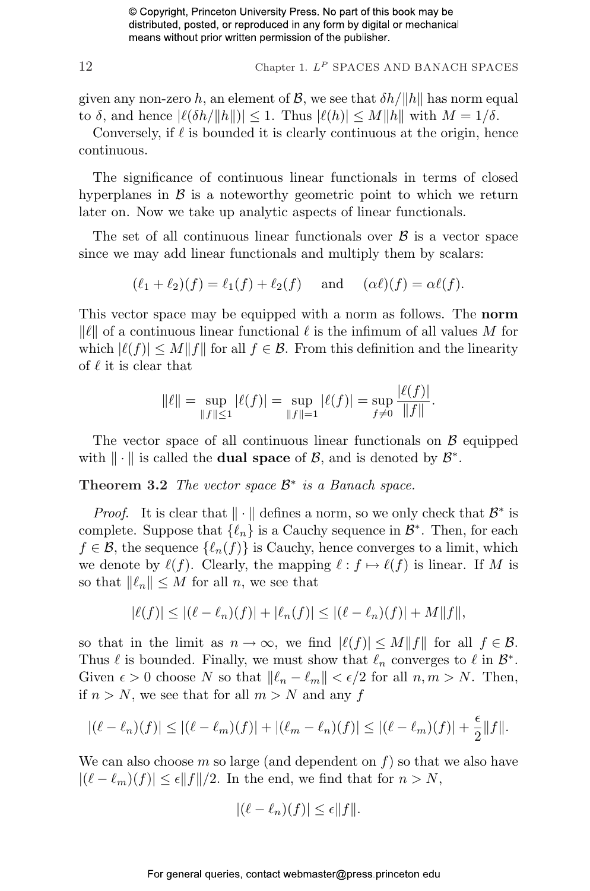given any non-zero $h$, an element of $\mathcal{B}$, we see that $\delta h/\|h\|$ has norm equal to $\delta$, and hence $|\ell(\delta h/\|h\|)| \leq 1$. Thus $|\ell(h)| \leq M\|h\|$ with $M = 1/\delta$.

Conversely, if $\ell$ is bounded it is clearly continuous at the origin, hence continuous.

The significance of continuous linear functionals in terms of closed hyperplanes in $\mathcal{B}$ is a noteworthy geometric point to which we return later on. Now we take up analytic aspects of linear functionals.

The set of all continuous linear functionals over $\mathcal{B}$ is a vector space since we may add linear functionals and multiply them by scalars:

$$(\ell_1 + \ell_2)(f) = \ell_1(f) + \ell_2(f) \quad \text{and} \quad (\alpha\ell)(f) = \alpha\ell(f).$$

This vector space may be equipped with a norm as follows. The **norm** $\|\ell\|$ of a continuous linear functional $\ell$ is the infimum of all values $M$ for which $|\ell(f)| \leq M\|f\|$ for all $f \in \mathcal{B}$. From this definition and the linearity of $\ell$ it is clear that

$$\|\ell\| = \sup_{\|f\|\leq 1} |\ell(f)| = \sup_{\|f\|=1} |\ell(f)| = \sup_{f\neq 0} \frac{|\ell(f)|}{\|f\|}.$$

The vector space of all continuous linear functionals on $\mathcal{B}$ equipped with $\|\cdot\|$ is called the **dual space** of $\mathcal{B}$, and is denoted by $\mathcal{B}^*$.

**Theorem 3.2** *The vector space $\mathcal{B}^*$ is a Banach space.*

*Proof.* It is clear that $\|\cdot\|$ defines a norm, so we only check that $\mathcal{B}^*$ is complete. Suppose that $\{\ell_n\}$ is a Cauchy sequence in $\mathcal{B}^*$. Then, for each $f \in \mathcal{B}$, the sequence $\{\ell_n(f)\}$ is Cauchy, hence converges to a limit, which we denote by $\ell(f)$. Clearly, the mapping $\ell : f \mapsto \ell(f)$ is linear. If $M$ is so that $\|\ell_n\| \leq M$ for all $n$, we see that

$$|\ell(f)| \leq |(\ell - \ell_n)(f)| + |\ell_n(f)| \leq |(\ell - \ell_n)(f)| + M\|f\|,$$

so that in the limit as $n \to \infty$, we find $|\ell(f)| \leq M\|f\|$ for all $f \in \mathcal{B}$. Thus $\ell$ is bounded. Finally, we must show that $\ell_n$ converges to $\ell$ in $\mathcal{B}^*$. Given $\epsilon > 0$ choose $N$ so that $\|\ell_n - \ell_m\| < \epsilon/2$ for all $n, m > N$. Then, if $n > N$, we see that for all $m > N$ and any $f$

$$|(\ell - \ell_n)(f)| \leq |(\ell - \ell_m)(f)| + |(\ell_m - \ell_n)(f)| \leq |(\ell - \ell_m)(f)| + \frac{\epsilon}{2}\|f\|.$$

We can also choose $m$ so large (and dependent on $f$) so that we also have $|(\ell - \ell_m)(f)| \leq \epsilon\|f\|/2$. In the end, we find that for $n > N$,

$$|(\ell - \ell_n)(f)| \leq \epsilon\|f\|.$$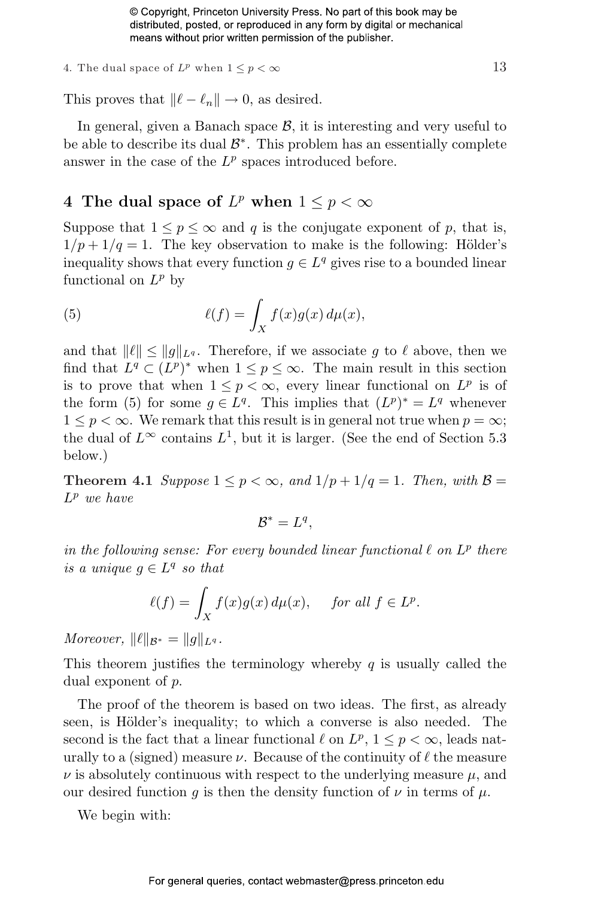This proves that $\|\ell - \ell_n\| \to 0$, as desired.

In general, given a Banach space $\mathcal{B}$, it is interesting and very useful to be able to describe its dual $\mathcal{B}^*$. This problem has an essentially complete answer in the case of the $L^p$ spaces introduced before.

## 4 The dual space of $L^p$ when $1 \leq p < \infty$

Suppose that $1 \leq p \leq \infty$ and $q$ is the conjugate exponent of $p$, that is, $1/p + 1/q = 1$. The key observation to make is the following: Hölder's inequality shows that every function $g \in L^q$ gives rise to a bounded linear functional on $L^p$ by

$$\ell(f) = \int_X f(x)g(x)\,d\mu(x), \tag{5}$$

and that $\|\ell\| \leq \|g\|_{L^q}$. Therefore, if we associate $g$ to $\ell$ above, then we find that $L^q \subset (L^p)^*$ when $1 \leq p \leq \infty$. The main result in this section is to prove that when $1 \leq p < \infty$, every linear functional on $L^p$ is of the form (5) for some $g \in L^q$. This implies that $(L^p)^* = L^q$ whenever $1 \leq p < \infty$. We remark that this result is in general not true when $p = \infty$; the dual of $L^\infty$ contains $L^1$, but it is larger. (See the end of Section 5.3 below.)

**Theorem 4.1** *Suppose $1 \leq p < \infty$, and $1/p + 1/q = 1$. Then, with $\mathcal{B} = L^p$ we have*

$$\mathcal{B}^* = L^q,$$

*in the following sense: For every bounded linear functional $\ell$ on $L^p$ there is a unique $g \in L^q$ so that*

$$\ell(f) = \int_X f(x)g(x)\,d\mu(x), \qquad \textit{for all } f \in L^p.$$

*Moreover, $\|\ell\|_{\mathcal{B}^*} = \|g\|_{L^q}$.*

This theorem justifies the terminology whereby $q$ is usually called the dual exponent of $p$.

The proof of the theorem is based on two ideas. The first, as already seen, is Hölder's inequality; to which a converse is also needed. The second is the fact that a linear functional $\ell$ on $L^p$, $1 \leq p < \infty$, leads naturally to a (signed) measure $\nu$. Because of the continuity of $\ell$ the measure $\nu$ is absolutely continuous with respect to the underlying measure $\mu$, and our desired function $g$ is then the density function of $\nu$ in terms of $\mu$.

We begin with: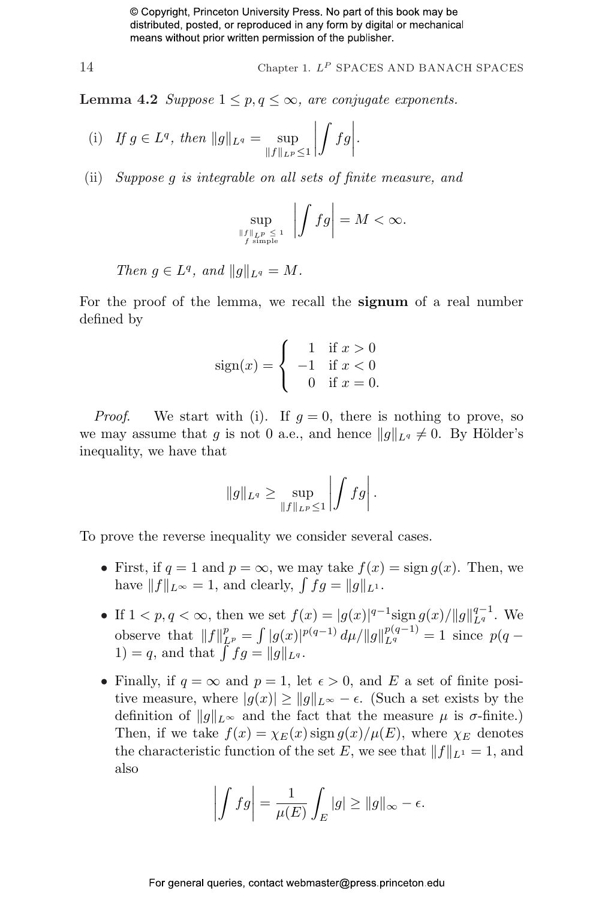**Lemma 4.2** *Suppose $1 \leq p, q \leq \infty$, are conjugate exponents.*

(i) *If $g \in L^q$, then* $\|g\|_{L^q} = \sup_{\|f\|_{L^p} \leq 1} \left| \int fg \right|$.

(ii) *Suppose $g$ is integrable on all sets of finite measure, and*

$$\sup_{\substack{\|f\|_{L^p} \leq 1 \\ f \text{ simple}}} \left| \int fg \right| = M < \infty.$$

*Then $g \in L^q$, and $\|g\|_{L^q} = M$.*

For the proof of the lemma, we recall the **signum** of a real number defined by

$$\text{sign}(x) = \begin{cases} 1 & \text{if } x > 0 \\ -1 & \text{if } x < 0 \\ 0 & \text{if } x = 0. \end{cases}$$

*Proof.* We start with (i). If $g = 0$, there is nothing to prove, so we may assume that $g$ is not 0 a.e., and hence $\|g\|_{L^q} \neq 0$. By Hölder's inequality, we have that

$$\|g\|_{L^q} \geq \sup_{\|f\|_{L^p} \leq 1} \left| \int fg \right|.$$

To prove the reverse inequality we consider several cases.

- First, if $q = 1$ and $p = \infty$, we may take $f(x) = \text{sign}\, g(x)$. Then, we have $\|f\|_{L^\infty} = 1$, and clearly, $\int fg = \|g\|_{L^1}$.
- If $1 < p, q < \infty$, then we set $f(x) = |g(x)|^{q-1} \text{sign}\, g(x)/\|g\|_{L^q}^{q-1}$. We observe that $\|f\|_{L^p}^p = \int |g(x)|^{p(q-1)}\, d\mu/\|g\|_{L^q}^{p(q-1)} = 1$ since $p(q-1) = q$, and that $\int fg = \|g\|_{L^q}$.
- Finally, if $q = \infty$ and $p = 1$, let $\epsilon > 0$, and $E$ a set of finite positive measure, where $|g(x)| \geq \|g\|_{L^\infty} - \epsilon$. (Such a set exists by the definition of $\|g\|_{L^\infty}$ and the fact that the measure $\mu$ is $\sigma$-finite.) Then, if we take $f(x) = \chi_E(x)\, \text{sign}\, g(x)/\mu(E)$, where $\chi_E$ denotes the characteristic function of the set $E$, we see that $\|f\|_{L^1} = 1$, and also

$$\left| \int fg \right| = \frac{1}{\mu(E)} \int_E |g| \geq \|g\|_\infty - \epsilon.$$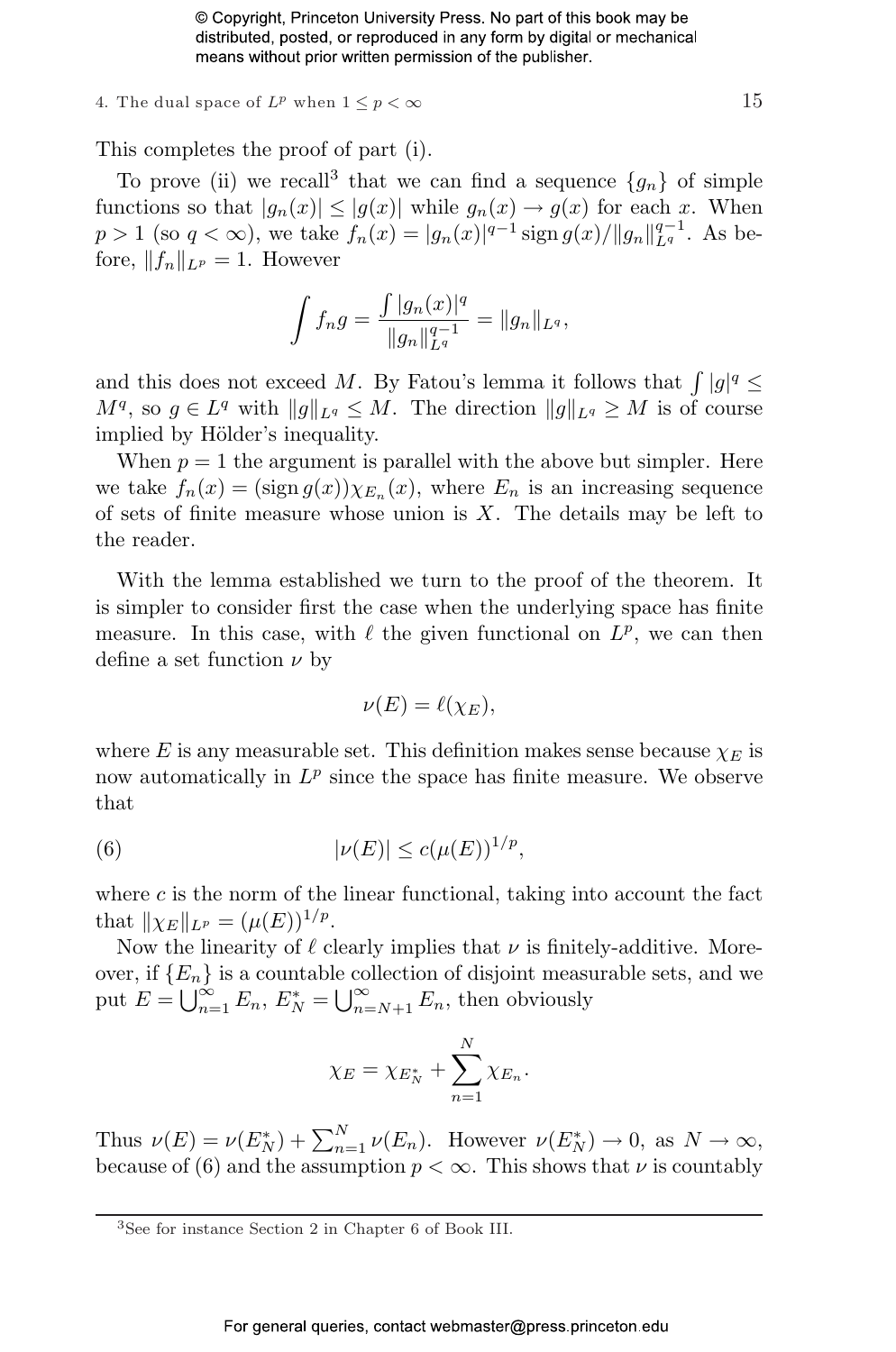This completes the proof of part (i).

To prove (ii) we recall[3] that we can find a sequence $\{g_n\}$ of simple functions so that $|g_n(x)| \leq |g(x)|$ while $g_n(x) \to g(x)$ for each $x$. When $p > 1$ (so $q < \infty$), we take $f_n(x) = |g_n(x)|^{q-1} \operatorname{sign} g(x)/\|g_n\|_{L^q}^{q-1}$. As before, $\|f_n\|_{L^p} = 1$. However

$$\int f_n g = \frac{\int |g_n(x)|^q}{\|g_n\|_{L^q}^{q-1}} = \|g_n\|_{L^q},$$

and this does not exceed $M$. By Fatou's lemma it follows that $\int |g|^q \leq M^q$, so $g \in L^q$ with $\|g\|_{L^q} \leq M$. The direction $\|g\|_{L^q} \geq M$ is of course implied by Hölder's inequality.

When $p = 1$ the argument is parallel with the above but simpler. Here we take $f_n(x) = (\operatorname{sign} g(x))\chi_{E_n}(x)$, where $E_n$ is an increasing sequence of sets of finite measure whose union is $X$. The details may be left to the reader.

With the lemma established we turn to the proof of the theorem. It is simpler to consider first the case when the underlying space has finite measure. In this case, with $\ell$ the given functional on $L^p$, we can then define a set function $\nu$ by

$$\nu(E) = \ell(\chi_E),$$

where $E$ is any measurable set. This definition makes sense because $\chi_E$ is now automatically in $L^p$ since the space has finite measure. We observe that

$$|\nu(E)| \leq c(\mu(E))^{1/p}, \tag{6}$$

where $c$ is the norm of the linear functional, taking into account the fact that $\|\chi_E\|_{L^p} = (\mu(E))^{1/p}$.

Now the linearity of $\ell$ clearly implies that $\nu$ is finitely-additive. Moreover, if $\{E_n\}$ is a countable collection of disjoint measurable sets, and we put $E = \bigcup_{n=1}^{\infty} E_n$, $E_N^* = \bigcup_{n=N+1}^{\infty} E_n$, then obviously

$$\chi_E = \chi_{E_N^*} + \sum_{n=1}^{N} \chi_{E_n}.$$

Thus $\nu(E) = \nu(E_N^*) + \sum_{n=1}^{N} \nu(E_n)$. However $\nu(E_N^*) \to 0$, as $N \to \infty$, because of (6) and the assumption $p < \infty$. This shows that $\nu$ is countably

[3] See for instance Section 2 in Chapter 6 of Book III.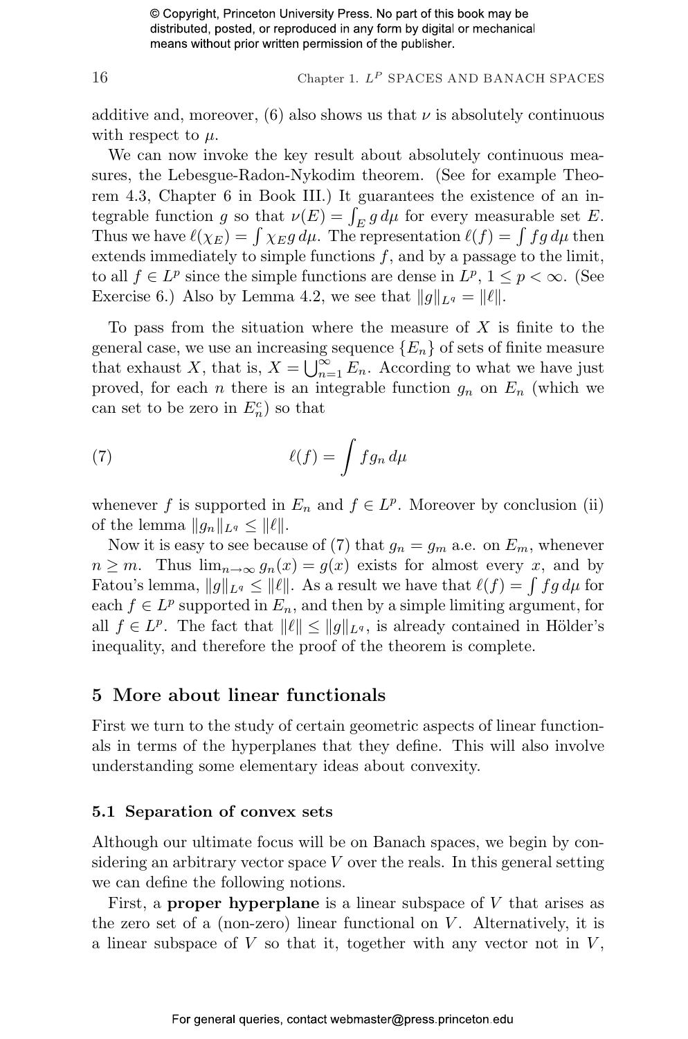additive and, moreover, (6) also shows us that $\nu$ is absolutely continuous with respect to $\mu$.

We can now invoke the key result about absolutely continuous measures, the Lebesgue-Radon-Nykodim theorem. (See for example Theorem 4.3, Chapter 6 in Book III.) It guarantees the existence of an integrable function $g$ so that $\nu(E) = \int_E g\, d\mu$ for every measurable set $E$. Thus we have $\ell(\chi_E) = \int \chi_E g\, d\mu$. The representation $\ell(f) = \int fg\, d\mu$ then extends immediately to simple functions $f$, and by a passage to the limit, to all $f \in L^p$ since the simple functions are dense in $L^p$, $1 \leq p < \infty$. (See Exercise 6.) Also by Lemma 4.2, we see that $\|g\|_{L^q} = \|\ell\|$.

To pass from the situation where the measure of $X$ is finite to the general case, we use an increasing sequence $\{E_n\}$ of sets of finite measure that exhaust $X$, that is, $X = \bigcup_{n=1}^{\infty} E_n$. According to what we have just proved, for each $n$ there is an integrable function $g_n$ on $E_n$ (which we can set to be zero in $E_n^c$) so that

$$\ell(f) = \int f g_n\, d\mu \tag{7}$$

whenever $f$ is supported in $E_n$ and $f \in L^p$. Moreover by conclusion (ii) of the lemma $\|g_n\|_{L^q} \leq \|\ell\|$.

Now it is easy to see because of (7) that $g_n = g_m$ a.e. on $E_m$, whenever $n \geq m$. Thus $\lim_{n\to\infty} g_n(x) = g(x)$ exists for almost every $x$, and by Fatou's lemma, $\|g\|_{L^q} \leq \|\ell\|$. As a result we have that $\ell(f) = \int fg\, d\mu$ for each $f \in L^p$ supported in $E_n$, and then by a simple limiting argument, for all $f \in L^p$. The fact that $\|\ell\| \leq \|g\|_{L^q}$, is already contained in Hölder's inequality, and therefore the proof of the theorem is complete.

## 5 More about linear functionals

First we turn to the study of certain geometric aspects of linear functionals in terms of the hyperplanes that they define. This will also involve understanding some elementary ideas about convexity.

### 5.1 Separation of convex sets

Although our ultimate focus will be on Banach spaces, we begin by considering an arbitrary vector space $V$ over the reals. In this general setting we can define the following notions.

First, a **proper hyperplane** is a linear subspace of $V$ that arises as the zero set of a (non-zero) linear functional on $V$. Alternatively, it is a linear subspace of $V$ so that it, together with any vector not in $V$,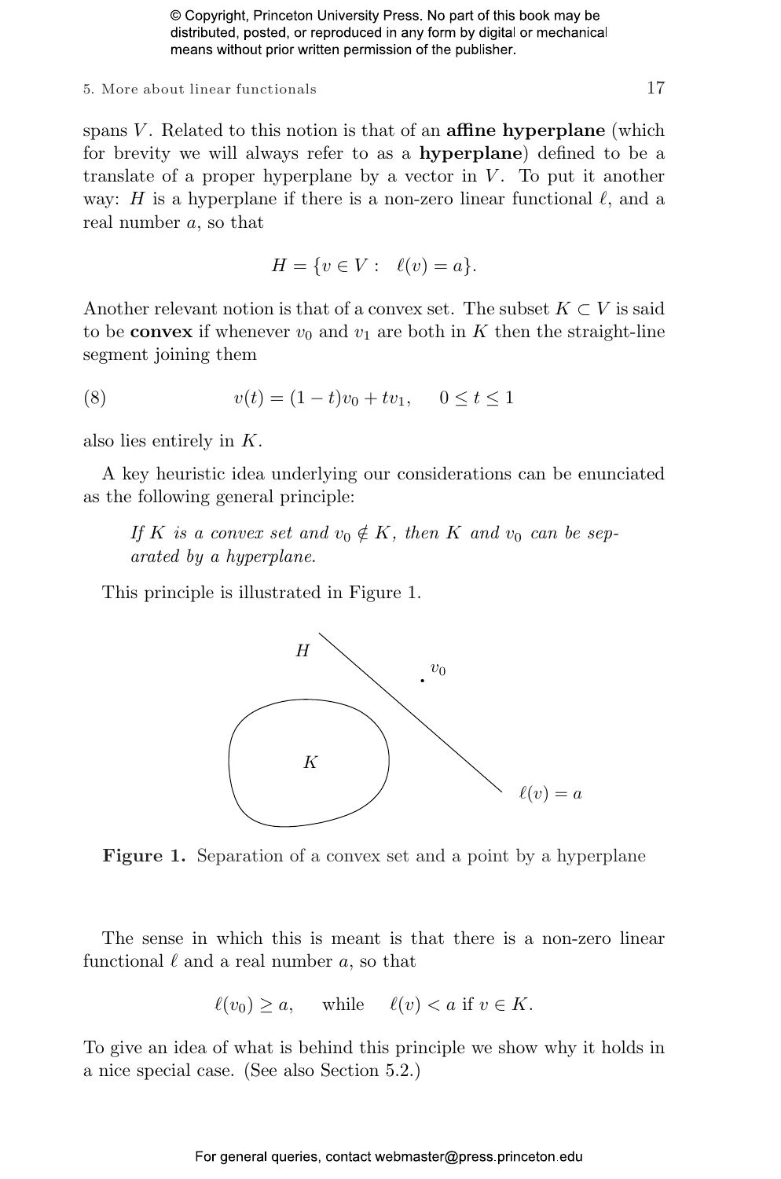spans $V$. Related to this notion is that of an **affine hyperplane** (which for brevity we will always refer to as a **hyperplane**) defined to be a translate of a proper hyperplane by a vector in $V$. To put it another way: $H$ is a hyperplane if there is a non-zero linear functional $\ell$, and a real number $a$, so that

$$H = \{v \in V : \ \ell(v) = a\}.$$

Another relevant notion is that of a convex set. The subset $K \subset V$ is said to be **convex** if whenever $v_0$ and $v_1$ are both in $K$ then the straight-line segment joining them

$$v(t) = (1-t)v_0 + tv_1, \quad 0 \leq t \leq 1 \tag{8}$$

also lies entirely in $K$.

A key heuristic idea underlying our considerations can be enunciated as the following general principle:

> *If $K$ is a convex set and $v_0 \notin K$, then $K$ and $v_0$ can be separated by a hyperplane.*

This principle is illustrated in Figure 1.

**Figure 1.** Separation of a convex set and a point by a hyperplane

The sense in which this is meant is that there is a non-zero linear functional $\ell$ and a real number $a$, so that

$$\ell(v_0) \geq a, \quad \text{while} \quad \ell(v) < a \text{ if } v \in K.$$

To give an idea of what is behind this principle we show why it holds in a nice special case. (See also Section 5.2.)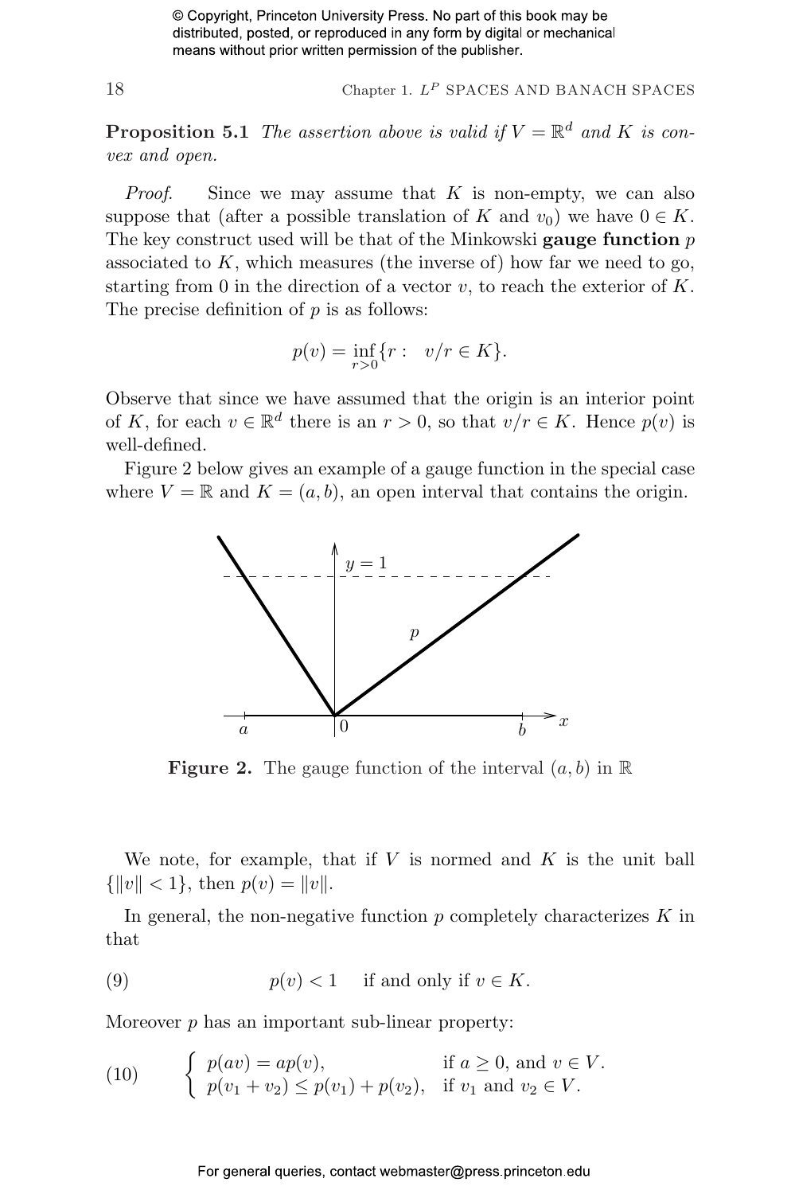**Proposition 5.1** *The assertion above is valid if $V = \mathbb{R}^d$ and $K$ is convex and open.*

*Proof.* Since we may assume that $K$ is non-empty, we can also suppose that (after a possible translation of $K$ and $v_0$) we have $0 \in K$. The key construct used will be that of the Minkowski **gauge function** $p$ associated to $K$, which measures (the inverse of) how far we need to go, starting from 0 in the direction of a vector $v$, to reach the exterior of $K$. The precise definition of $p$ is as follows:

$$p(v) = \inf_{r>0}\{r : \quad v/r \in K\}.$$

Observe that since we have assumed that the origin is an interior point of $K$, for each $v \in \mathbb{R}^d$ there is an $r > 0$, so that $v/r \in K$. Hence $p(v)$ is well-defined.

Figure 2 below gives an example of a gauge function in the special case where $V = \mathbb{R}$ and $K = (a, b)$, an open interval that contains the origin.

**Figure 2.** The gauge function of the interval $(a, b)$ in $\mathbb{R}$

We note, for example, that if $V$ is normed and $K$ is the unit ball $\{\|v\| < 1\}$, then $p(v) = \|v\|$.

In general, the non-negative function $p$ completely characterizes $K$ in that

$$(9) \qquad p(v) < 1 \quad \text{if and only if } v \in K.$$

Moreover $p$ has an important sub-linear property:

$$(10) \qquad \begin{cases} p(av) = ap(v), & \text{if } a \geq 0, \text{ and } v \in V. \\ p(v_1 + v_2) \leq p(v_1) + p(v_2), & \text{if } v_1 \text{ and } v_2 \in V. \end{cases}$$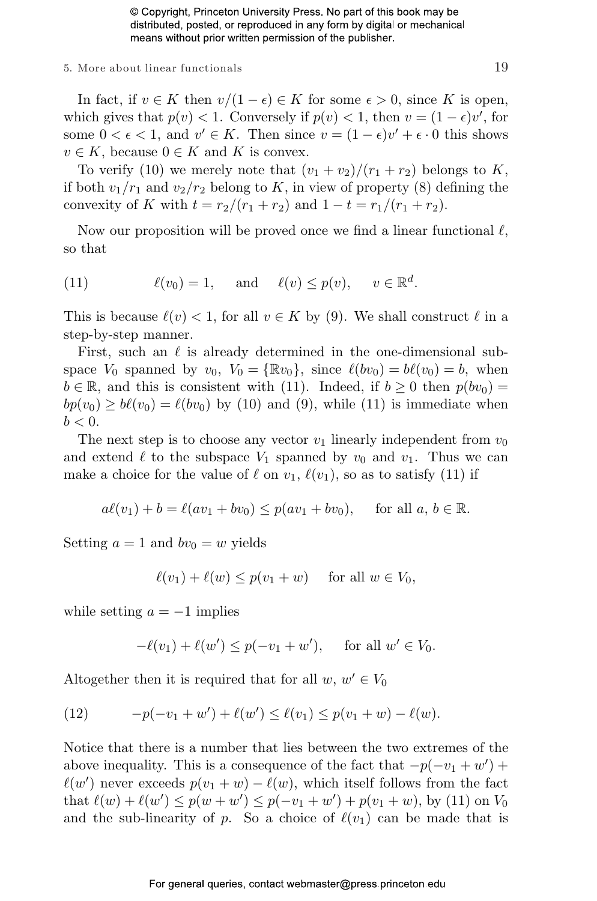In fact, if $v \in K$ then $v/(1-\epsilon) \in K$ for some $\epsilon > 0$, since $K$ is open, which gives that $p(v) < 1$. Conversely if $p(v) < 1$, then $v = (1-\epsilon)v'$, for some $0 < \epsilon < 1$, and $v' \in K$. Then since $v = (1-\epsilon)v' + \epsilon \cdot 0$ this shows $v \in K$, because $0 \in K$ and $K$ is convex.

To verify (10) we merely note that $(v_1 + v_2)/(r_1 + r_2)$ belongs to $K$, if both $v_1/r_1$ and $v_2/r_2$ belong to $K$, in view of property (8) defining the convexity of $K$ with $t = r_2/(r_1 + r_2)$ and $1 - t = r_1/(r_1 + r_2)$.

Now our proposition will be proved once we find a linear functional $\ell$, so that

$$\ell(v_0) = 1, \quad \text{and} \quad \ell(v) \leq p(v), \quad v \in \mathbb{R}^d. \tag{11}$$

This is because $\ell(v) < 1$, for all $v \in K$ by (9). We shall construct $\ell$ in a step-by-step manner.

First, such an $\ell$ is already determined in the one-dimensional subspace $V_0$ spanned by $v_0$, $V_0 = \{\mathbb{R}v_0\}$, since $\ell(bv_0) = b\ell(v_0) = b$, when $b \in \mathbb{R}$, and this is consistent with (11). Indeed, if $b \geq 0$ then $p(bv_0) = bp(v_0) \geq b\ell(v_0) = \ell(bv_0)$ by (10) and (9), while (11) is immediate when $b < 0$.

The next step is to choose any vector $v_1$ linearly independent from $v_0$ and extend $\ell$ to the subspace $V_1$ spanned by $v_0$ and $v_1$. Thus we can make a choice for the value of $\ell$ on $v_1$, $\ell(v_1)$, so as to satisfy (11) if

$$a\ell(v_1) + b = \ell(av_1 + bv_0) \leq p(av_1 + bv_0), \quad \text{for all } a, b \in \mathbb{R}.$$

Setting $a = 1$ and $bv_0 = w$ yields

$$\ell(v_1) + \ell(w) \leq p(v_1 + w) \quad \text{for all } w \in V_0,$$

while setting $a = -1$ implies

$$-\ell(v_1) + \ell(w') \leq p(-v_1 + w'), \quad \text{for all } w' \in V_0.$$

Altogether then it is required that for all $w$, $w' \in V_0$

$$-p(-v_1 + w') + \ell(w') \leq \ell(v_1) \leq p(v_1 + w) - \ell(w). \tag{12}$$

Notice that there is a number that lies between the two extremes of the above inequality. This is a consequence of the fact that $-p(-v_1 + w') + \ell(w')$ never exceeds $p(v_1 + w) - \ell(w)$, which itself follows from the fact that $\ell(w) + \ell(w') \leq p(w + w') \leq p(-v_1 + w') + p(v_1 + w)$, by (11) on $V_0$ and the sub-linearity of $p$. So a choice of $\ell(v_1)$ can be made that is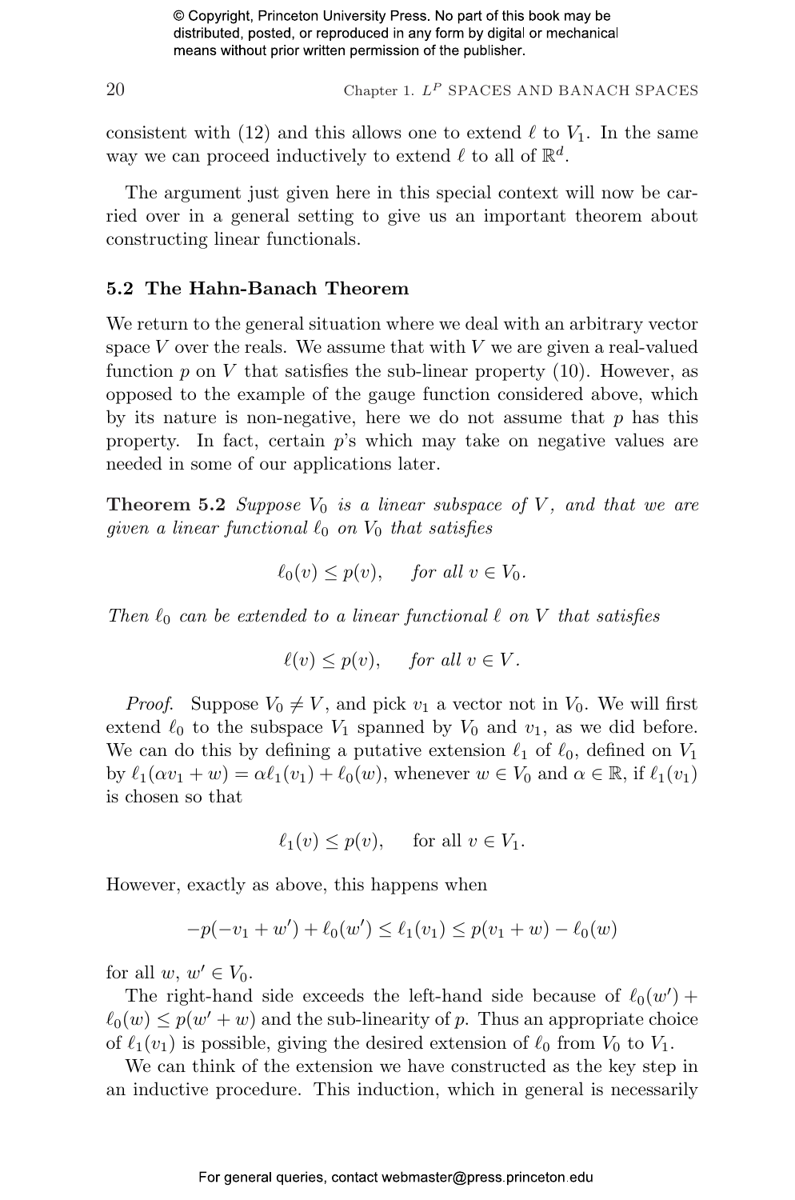consistent with (12) and this allows one to extend $\ell$ to $V_1$. In the same way we can proceed inductively to extend $\ell$ to all of $\mathbb{R}^d$.

The argument just given here in this special context will now be carried over in a general setting to give us an important theorem about constructing linear functionals.

### 5.2 The Hahn-Banach Theorem

We return to the general situation where we deal with an arbitrary vector space $V$ over the reals. We assume that with $V$ we are given a real-valued function $p$ on $V$ that satisfies the sub-linear property (10). However, as opposed to the example of the gauge function considered above, which by its nature is non-negative, here we do not assume that $p$ has this property. In fact, certain $p$'s which may take on negative values are needed in some of our applications later.

**Theorem 5.2** *Suppose $V_0$ is a linear subspace of $V$, and that we are given a linear functional $\ell_0$ on $V_0$ that satisfies*

$$\ell_0(v) \leq p(v), \quad \textit{for all } v \in V_0.$$

*Then $\ell_0$ can be extended to a linear functional $\ell$ on $V$ that satisfies*

$$\ell(v) \leq p(v), \quad \textit{for all } v \in V.$$

*Proof.* Suppose $V_0 \neq V$, and pick $v_1$ a vector not in $V_0$. We will first extend $\ell_0$ to the subspace $V_1$ spanned by $V_0$ and $v_1$, as we did before. We can do this by defining a putative extension $\ell_1$ of $\ell_0$, defined on $V_1$ by $\ell_1(\alpha v_1 + w) = \alpha \ell_1(v_1) + \ell_0(w)$, whenever $w \in V_0$ and $\alpha \in \mathbb{R}$, if $\ell_1(v_1)$ is chosen so that

$$\ell_1(v) \leq p(v), \quad \text{for all } v \in V_1.$$

However, exactly as above, this happens when

$$-p(-v_1 + w') + \ell_0(w') \leq \ell_1(v_1) \leq p(v_1 + w) - \ell_0(w)$$

for all $w$, $w' \in V_0$.

The right-hand side exceeds the left-hand side because of $\ell_0(w') + \ell_0(w) \leq p(w' + w)$ and the sub-linearity of $p$. Thus an appropriate choice of $\ell_1(v_1)$ is possible, giving the desired extension of $\ell_0$ from $V_0$ to $V_1$.

We can think of the extension we have constructed as the key step in an inductive procedure. This induction, which in general is necessarily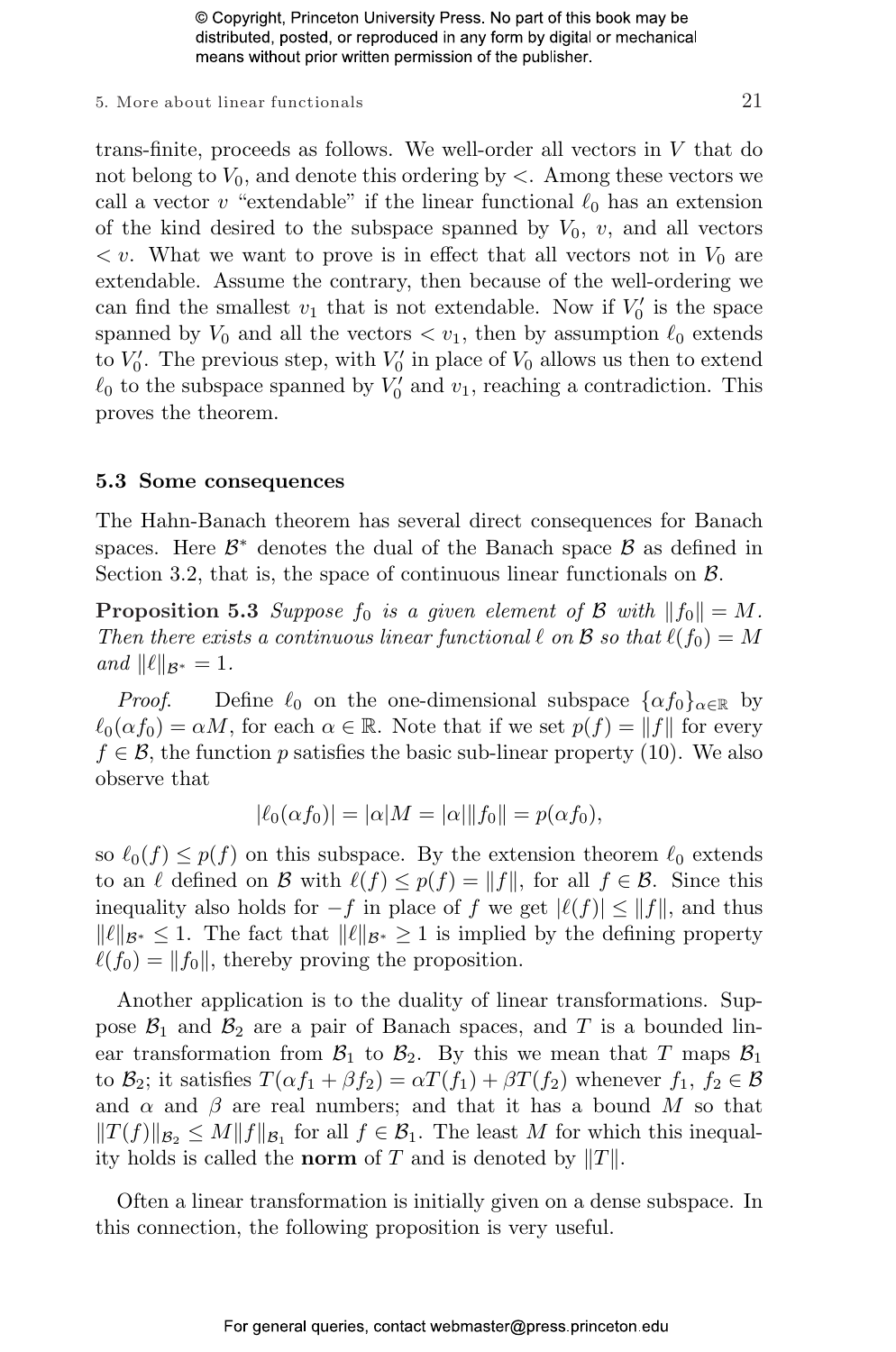trans-finite, proceeds as follows. We well-order all vectors in $V$ that do not belong to $V_0$, and denote this ordering by $<$. Among these vectors we call a vector $v$ "extendable" if the linear functional $\ell_0$ has an extension of the kind desired to the subspace spanned by $V_0$, $v$, and all vectors $< v$. What we want to prove is in effect that all vectors not in $V_0$ are extendable. Assume the contrary, then because of the well-ordering we can find the smallest $v_1$ that is not extendable. Now if $V_0'$ is the space spanned by $V_0$ and all the vectors $< v_1$, then by assumption $\ell_0$ extends to $V_0'$. The previous step, with $V_0'$ in place of $V_0$ allows us then to extend $\ell_0$ to the subspace spanned by $V_0'$ and $v_1$, reaching a contradiction. This proves the theorem.

## 5.3 Some consequences

The Hahn-Banach theorem has several direct consequences for Banach spaces. Here $\mathcal{B}^*$ denotes the dual of the Banach space $\mathcal{B}$ as defined in Section 3.2, that is, the space of continuous linear functionals on $\mathcal{B}$.

**Proposition 5.3** *Suppose $f_0$ is a given element of $\mathcal{B}$ with $\|f_0\| = M$. Then there exists a continuous linear functional $\ell$ on $\mathcal{B}$ so that $\ell(f_0) = M$ and $\|\ell\|_{\mathcal{B}^*} = 1$.*

*Proof.* Define $\ell_0$ on the one-dimensional subspace $\{\alpha f_0\}_{\alpha \in \mathbb{R}}$ by $\ell_0(\alpha f_0) = \alpha M$, for each $\alpha \in \mathbb{R}$. Note that if we set $p(f) = \|f\|$ for every $f \in \mathcal{B}$, the function $p$ satisfies the basic sub-linear property (10). We also observe that

$$|\ell_0(\alpha f_0)| = |\alpha| M = |\alpha| \|f_0\| = p(\alpha f_0),$$

so $\ell_0(f) \leq p(f)$ on this subspace. By the extension theorem $\ell_0$ extends to an $\ell$ defined on $\mathcal{B}$ with $\ell(f) \leq p(f) = \|f\|$, for all $f \in \mathcal{B}$. Since this inequality also holds for $-f$ in place of $f$ we get $|\ell(f)| \leq \|f\|$, and thus $\|\ell\|_{\mathcal{B}^*} \leq 1$. The fact that $\|\ell\|_{\mathcal{B}^*} \geq 1$ is implied by the defining property $\ell(f_0) = \|f_0\|$, thereby proving the proposition.

Another application is to the duality of linear transformations. Suppose $\mathcal{B}_1$ and $\mathcal{B}_2$ are a pair of Banach spaces, and $T$ is a bounded linear transformation from $\mathcal{B}_1$ to $\mathcal{B}_2$. By this we mean that $T$ maps $\mathcal{B}_1$ to $\mathcal{B}_2$; it satisfies $T(\alpha f_1 + \beta f_2) = \alpha T(f_1) + \beta T(f_2)$ whenever $f_1$, $f_2 \in \mathcal{B}$ and $\alpha$ and $\beta$ are real numbers; and that it has a bound $M$ so that $\|T(f)\|_{\mathcal{B}_2} \leq M \|f\|_{\mathcal{B}_1}$ for all $f \in \mathcal{B}_1$. The least $M$ for which this inequality holds is called the **norm** of $T$ and is denoted by $\|T\|$.

Often a linear transformation is initially given on a dense subspace. In this connection, the following proposition is very useful.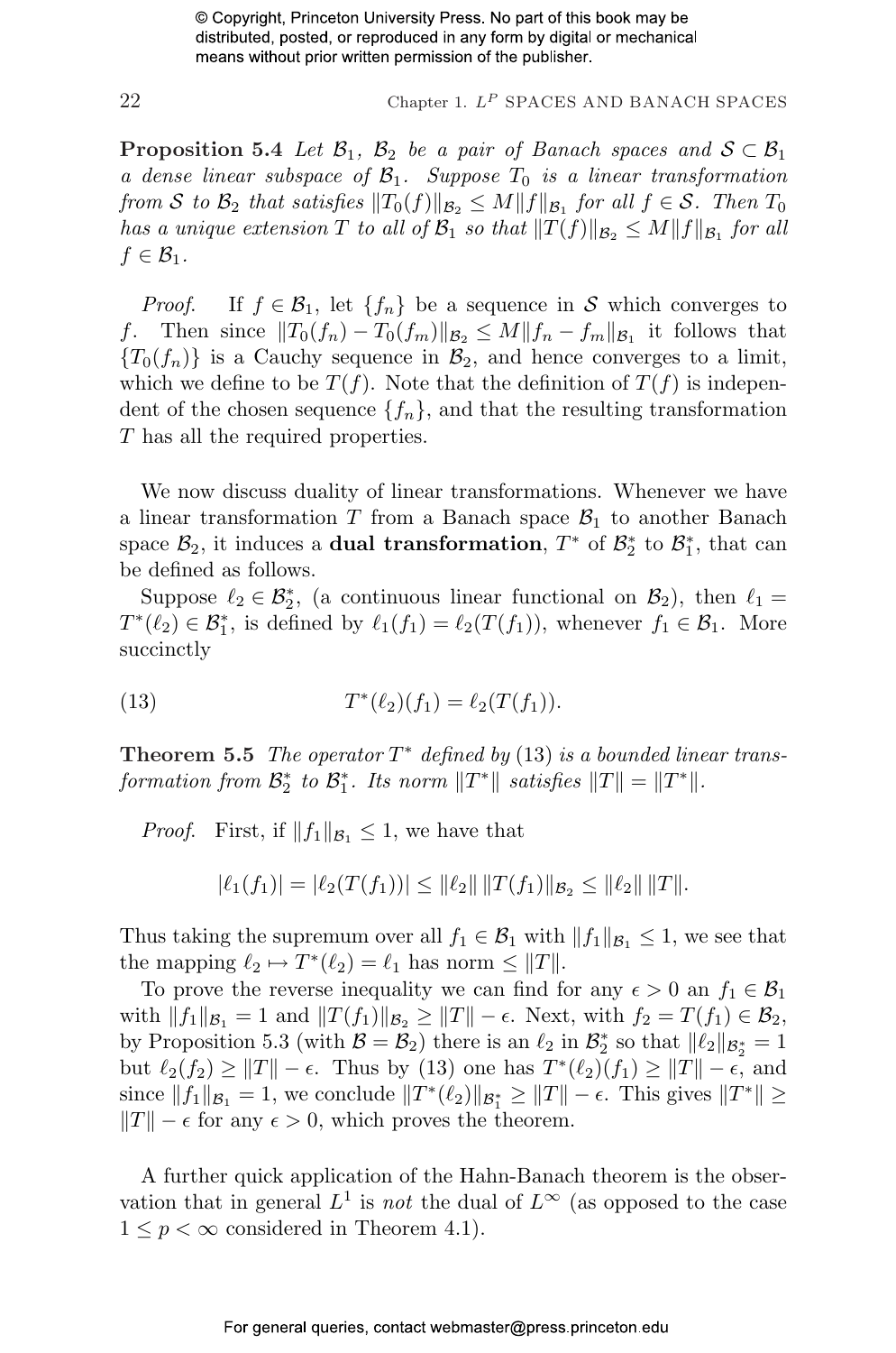**Proposition 5.4** *Let $\mathcal{B}_1$, $\mathcal{B}_2$ be a pair of Banach spaces and $\mathcal{S} \subset \mathcal{B}_1$ a dense linear subspace of $\mathcal{B}_1$. Suppose $T_0$ is a linear transformation from $\mathcal{S}$ to $\mathcal{B}_2$ that satisfies $\|T_0(f)\|_{\mathcal{B}_2} \leq M\|f\|_{\mathcal{B}_1}$ for all $f \in \mathcal{S}$. Then $T_0$ has a unique extension $T$ to all of $\mathcal{B}_1$ so that $\|T(f)\|_{\mathcal{B}_2} \leq M\|f\|_{\mathcal{B}_1}$ for all $f \in \mathcal{B}_1$.*

*Proof.* If $f \in \mathcal{B}_1$, let $\{f_n\}$ be a sequence in $\mathcal{S}$ which converges to $f$. Then since $\|T_0(f_n) - T_0(f_m)\|_{\mathcal{B}_2} \leq M\|f_n - f_m\|_{\mathcal{B}_1}$ it follows that $\{T_0(f_n)\}$ is a Cauchy sequence in $\mathcal{B}_2$, and hence converges to a limit, which we define to be $T(f)$. Note that the definition of $T(f)$ is independent of the chosen sequence $\{f_n\}$, and that the resulting transformation $T$ has all the required properties.

We now discuss duality of linear transformations. Whenever we have a linear transformation $T$ from a Banach space $\mathcal{B}_1$ to another Banach space $\mathcal{B}_2$, it induces a **dual transformation**, $T^*$ of $\mathcal{B}_2^*$ to $\mathcal{B}_1^*$, that can be defined as follows.

Suppose $\ell_2 \in \mathcal{B}_2^*$, (a continuous linear functional on $\mathcal{B}_2$), then $\ell_1 = T^*(\ell_2) \in \mathcal{B}_1^*$, is defined by $\ell_1(f_1) = \ell_2(T(f_1))$, whenever $f_1 \in \mathcal{B}_1$. More succinctly

$$T^*(\ell_2)(f_1) = \ell_2(T(f_1)). \tag{13}$$

**Theorem 5.5** *The operator $T^*$ defined by (13) is a bounded linear transformation from $\mathcal{B}_2^*$ to $\mathcal{B}_1^*$. Its norm $\|T^*\|$ satisfies $\|T\| = \|T^*\|$.*

*Proof.* First, if $\|f_1\|_{\mathcal{B}_1} \leq 1$, we have that

$$|\ell_1(f_1)| = |\ell_2(T(f_1))| \leq \|\ell_2\| \, \|T(f_1)\|_{\mathcal{B}_2} \leq \|\ell_2\| \, \|T\|.$$

Thus taking the supremum over all $f_1 \in \mathcal{B}_1$ with $\|f_1\|_{\mathcal{B}_1} \leq 1$, we see that the mapping $\ell_2 \mapsto T^*(\ell_2) = \ell_1$ has norm $\leq \|T\|$.

To prove the reverse inequality we can find for any $\epsilon > 0$ an $f_1 \in \mathcal{B}_1$ with $\|f_1\|_{\mathcal{B}_1} = 1$ and $\|T(f_1)\|_{\mathcal{B}_2} \geq \|T\| - \epsilon$. Next, with $f_2 = T(f_1) \in \mathcal{B}_2$, by Proposition 5.3 (with $\mathcal{B} = \mathcal{B}_2$) there is an $\ell_2$ in $\mathcal{B}_2^*$ so that $\|\ell_2\|_{\mathcal{B}_2^*} = 1$ but $\ell_2(f_2) \geq \|T\| - \epsilon$. Thus by (13) one has $T^*(\ell_2)(f_1) \geq \|T\| - \epsilon$, and since $\|f_1\|_{\mathcal{B}_1} = 1$, we conclude $\|T^*(\ell_2)\|_{\mathcal{B}_1^*} \geq \|T\| - \epsilon$. This gives $\|T^*\| \geq \|T\| - \epsilon$ for any $\epsilon > 0$, which proves the theorem.

A further quick application of the Hahn-Banach theorem is the observation that in general $L^1$ is *not* the dual of $L^\infty$ (as opposed to the case $1 \leq p < \infty$ considered in Theorem 4.1).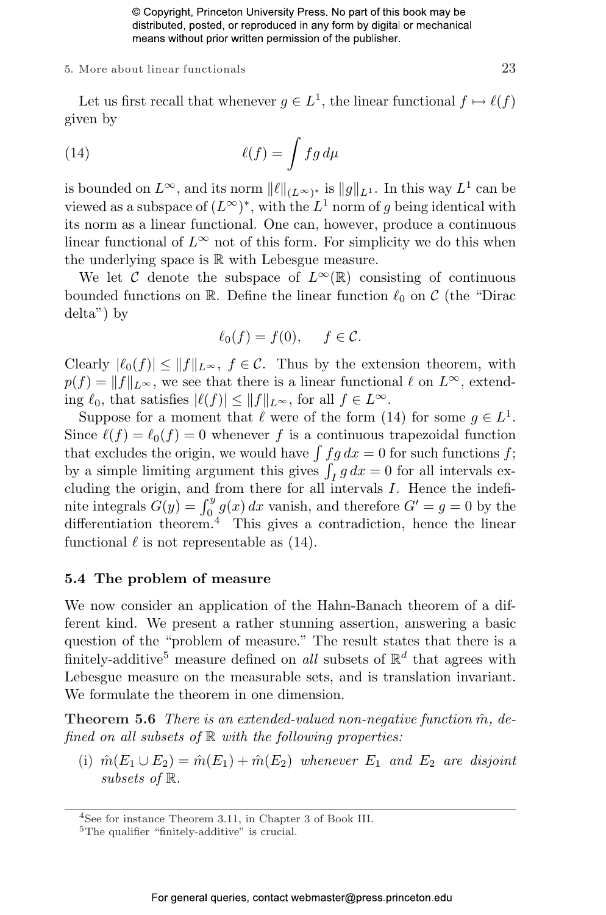Let us first recall that whenever $g \in L^1$, the linear functional $f \mapsto \ell(f)$ given by

$$\ell(f) = \int fg\, d\mu \tag{14}$$

is bounded on $L^\infty$, and its norm $\|\ell\|_{(L^\infty)^*}$ is $\|g\|_{L^1}$. In this way $L^1$ can be viewed as a subspace of $(L^\infty)^*$, with the $L^1$ norm of $g$ being identical with its norm as a linear functional. One can, however, produce a continuous linear functional of $L^\infty$ not of this form. For simplicity we do this when the underlying space is $\mathbb{R}$ with Lebesgue measure.

We let $\mathcal{C}$ denote the subspace of $L^\infty(\mathbb{R})$ consisting of continuous bounded functions on $\mathbb{R}$. Define the linear function $\ell_0$ on $\mathcal{C}$ (the "Dirac delta") by

$$\ell_0(f) = f(0), \quad f \in \mathcal{C}.$$

Clearly $|\ell_0(f)| \leq \|f\|_{L^\infty}$, $f \in \mathcal{C}$. Thus by the extension theorem, with $p(f) = \|f\|_{L^\infty}$, we see that there is a linear functional $\ell$ on $L^\infty$, extending $\ell_0$, that satisfies $|\ell(f)| \leq \|f\|_{L^\infty}$, for all $f \in L^\infty$.

Suppose for a moment that $\ell$ were of the form (14) for some $g \in L^1$. Since $\ell(f) = \ell_0(f) = 0$ whenever $f$ is a continuous trapezoidal function that excludes the origin, we would have $\int fg\, dx = 0$ for such functions $f$; by a simple limiting argument this gives $\int_I g\, dx = 0$ for all intervals excluding the origin, and from there for all intervals $I$. Hence the indefinite integrals $G(y) = \int_0^y g(x)\, dx$ vanish, and therefore $G' = g = 0$ by the differentiation theorem.[4] This gives a contradiction, hence the linear functional $\ell$ is not representable as (14).

## 5.4 The problem of measure

We now consider an application of the Hahn-Banach theorem of a different kind. We present a rather stunning assertion, answering a basic question of the "problem of measure." The result states that there is a finitely-additive[5] measure defined on *all* subsets of $\mathbb{R}^d$ that agrees with Lebesgue measure on the measurable sets, and is translation invariant. We formulate the theorem in one dimension.

**Theorem 5.6** *There is an extended-valued non-negative function $\hat{m}$, defined on all subsets of $\mathbb{R}$ with the following properties:*

(i) $\hat{m}(E_1 \cup E_2) = \hat{m}(E_1) + \hat{m}(E_2)$ *whenever $E_1$ and $E_2$ are disjoint subsets of $\mathbb{R}$.*

---

[4] See for instance Theorem 3.11, in Chapter 3 of Book III.

[5] The qualifier "finitely-additive" is crucial.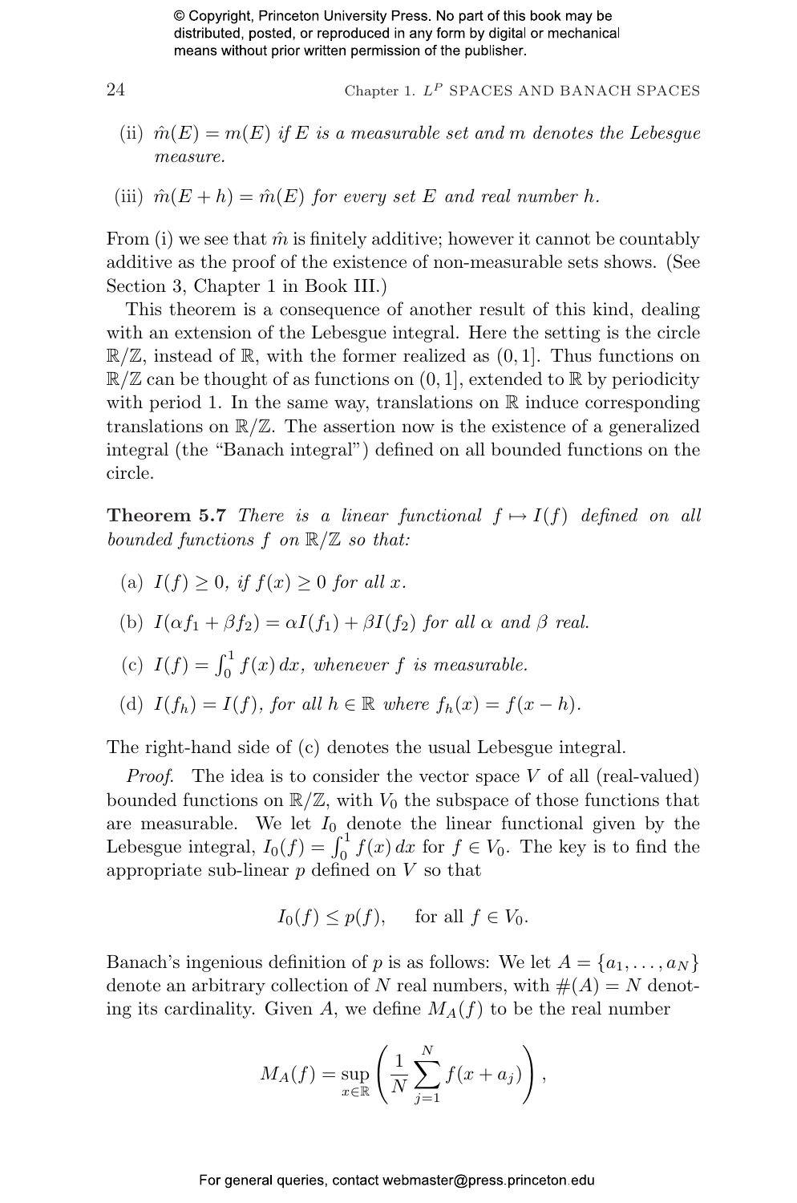(ii) $\hat{m}(E) = m(E)$ *if* $E$ *is a measurable set and* $m$ *denotes the Lebesgue measure.*

(iii) $\hat{m}(E + h) = \hat{m}(E)$ *for every set* $E$ *and real number* $h$.

From (i) we see that $\hat{m}$ is finitely additive; however it cannot be countably additive as the proof of the existence of non-measurable sets shows. (See Section 3, Chapter 1 in Book III.)

This theorem is a consequence of another result of this kind, dealing with an extension of the Lebesgue integral. Here the setting is the circle $\mathbb{R}/\mathbb{Z}$, instead of $\mathbb{R}$, with the former realized as $(0, 1]$. Thus functions on $\mathbb{R}/\mathbb{Z}$ can be thought of as functions on $(0, 1]$, extended to $\mathbb{R}$ by periodicity with period 1. In the same way, translations on $\mathbb{R}$ induce corresponding translations on $\mathbb{R}/\mathbb{Z}$. The assertion now is the existence of a generalized integral (the "Banach integral") defined on all bounded functions on the circle.

**Theorem 5.7** *There is a linear functional* $f \mapsto I(f)$ *defined on all bounded functions* $f$ *on* $\mathbb{R}/\mathbb{Z}$ *so that:*

(a) $I(f) \geq 0$, *if* $f(x) \geq 0$ *for all* $x$.

(b) $I(\alpha f_1 + \beta f_2) = \alpha I(f_1) + \beta I(f_2)$ *for all* $\alpha$ *and* $\beta$ *real.*

(c) $I(f) = \int_0^1 f(x)\, dx$, *whenever* $f$ *is measurable.*

(d) $I(f_h) = I(f)$, *for all* $h \in \mathbb{R}$ *where* $f_h(x) = f(x - h)$.

The right-hand side of (c) denotes the usual Lebesgue integral.

*Proof.* The idea is to consider the vector space $V$ of all (real-valued) bounded functions on $\mathbb{R}/\mathbb{Z}$, with $V_0$ the subspace of those functions that are measurable. We let $I_0$ denote the linear functional given by the Lebesgue integral, $I_0(f) = \int_0^1 f(x)\, dx$ for $f \in V_0$. The key is to find the appropriate sub-linear $p$ defined on $V$ so that

$$I_0(f) \leq p(f), \qquad \text{for all } f \in V_0.$$

Banach's ingenious definition of $p$ is as follows: We let $A = \{a_1, \ldots, a_N\}$ denote an arbitrary collection of $N$ real numbers, with $\#(A) = N$ denoting its cardinality. Given $A$, we define $M_A(f)$ to be the real number

$$M_A(f) = \sup_{x \in \mathbb{R}} \left( \frac{1}{N} \sum_{j=1}^{N} f(x + a_j) \right),$$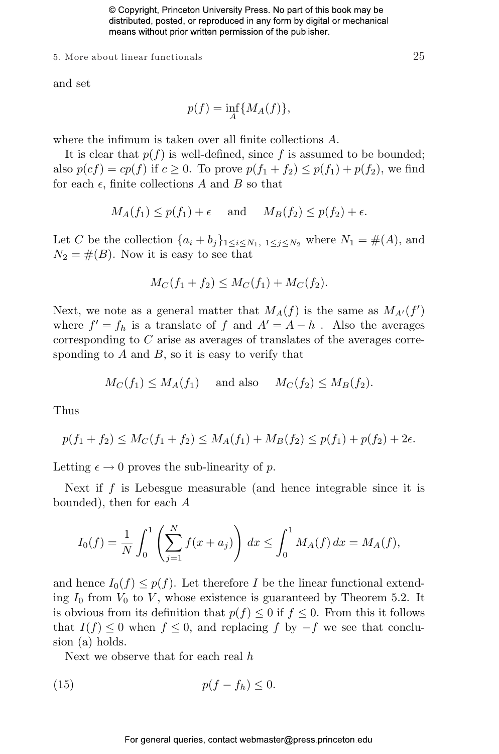and set

$$p(f) = \inf_A \{M_A(f)\},$$

where the infimum is taken over all finite collections $A$.

It is clear that $p(f)$ is well-defined, since $f$ is assumed to be bounded; also $p(cf) = cp(f)$ if $c \geq 0$. To prove $p(f_1 + f_2) \leq p(f_1) + p(f_2)$, we find for each $\epsilon$, finite collections $A$ and $B$ so that

$$M_A(f_1) \leq p(f_1) + \epsilon \quad \text{and} \quad M_B(f_2) \leq p(f_2) + \epsilon.$$

Let $C$ be the collection $\{a_i + b_j\}_{1 \leq i \leq N_1,\ 1 \leq j \leq N_2}$ where $N_1 = \#(A)$, and $N_2 = \#(B)$. Now it is easy to see that

$$M_C(f_1 + f_2) \leq M_C(f_1) + M_C(f_2).$$

Next, we note as a general matter that $M_A(f)$ is the same as $M_{A'}(f')$ where $f' = f_h$ is a translate of $f$ and $A' = A - h$ . Also the averages corresponding to $C$ arise as averages of translates of the averages corresponding to $A$ and $B$, so it is easy to verify that

$$M_C(f_1) \leq M_A(f_1) \quad \text{and also} \quad M_C(f_2) \leq M_B(f_2).$$

Thus

$$p(f_1 + f_2) \leq M_C(f_1 + f_2) \leq M_A(f_1) + M_B(f_2) \leq p(f_1) + p(f_2) + 2\epsilon.$$

Letting $\epsilon \to 0$ proves the sub-linearity of $p$.

Next if $f$ is Lebesgue measurable (and hence integrable since it is bounded), then for each $A$

$$I_0(f) = \frac{1}{N} \int_0^1 \left( \sum_{j=1}^{N} f(x + a_j) \right) dx \leq \int_0^1 M_A(f)\, dx = M_A(f),$$

and hence $I_0(f) \leq p(f)$. Let therefore $I$ be the linear functional extending $I_0$ from $V_0$ to $V$, whose existence is guaranteed by Theorem 5.2. It is obvious from its definition that $p(f) \leq 0$ if $f \leq 0$. From this it follows that $I(f) \leq 0$ when $f \leq 0$, and replacing $f$ by $-f$ we see that conclusion (a) holds.

Next we observe that for each real $h$

$$p(f - f_h) \leq 0. \tag{15}$$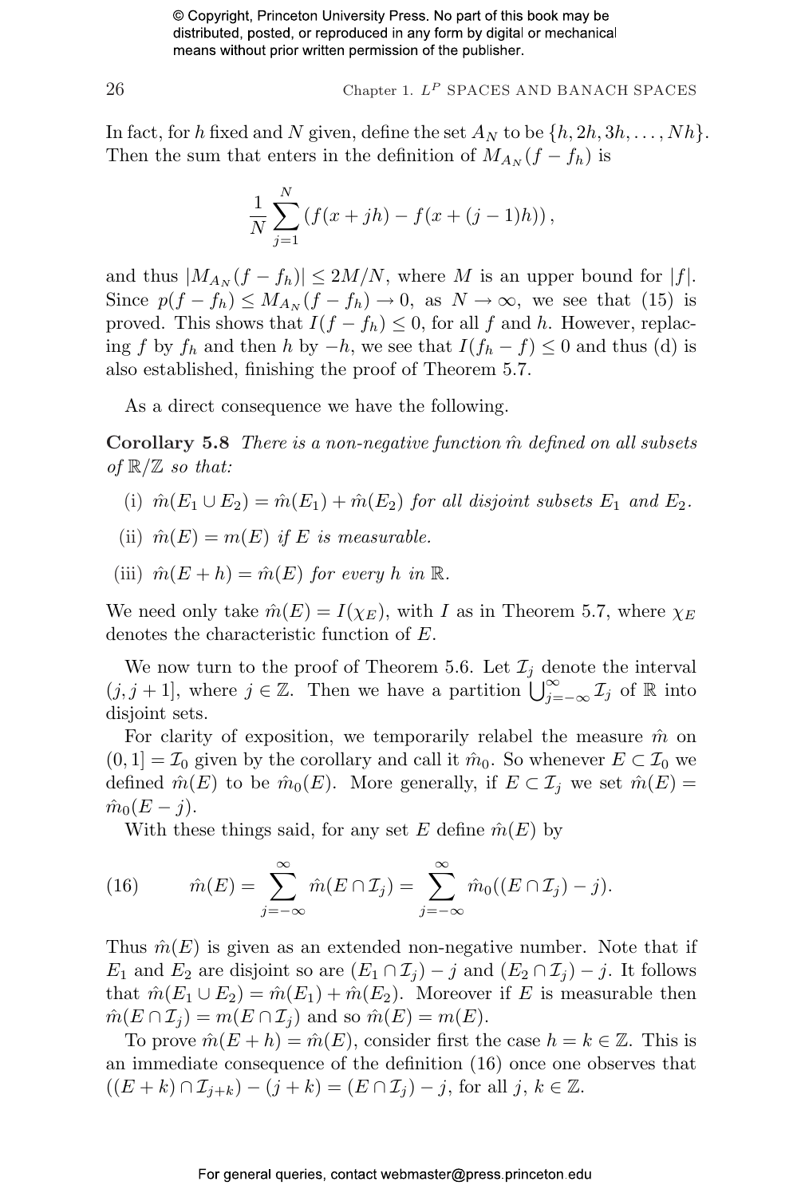In fact, for $h$ fixed and $N$ given, define the set $A_N$ to be $\{h, 2h, 3h, \ldots, Nh\}$. Then the sum that enters in the definition of $M_{A_N}(f - f_h)$ is

$$\frac{1}{N}\sum_{j=1}^{N}\left(f(x+jh) - f(x+(j-1)h)\right),$$

and thus $|M_{A_N}(f - f_h)| \leq 2M/N$, where $M$ is an upper bound for $|f|$. Since $p(f - f_h) \leq M_{A_N}(f - f_h) \to 0$, as $N \to \infty$, we see that (15) is proved. This shows that $I(f - f_h) \leq 0$, for all $f$ and $h$. However, replacing $f$ by $f_h$ and then $h$ by $-h$, we see that $I(f_h - f) \leq 0$ and thus (d) is also established, finishing the proof of Theorem 5.7.

As a direct consequence we have the following.

**Corollary 5.8** *There is a non-negative function $\hat{m}$ defined on all subsets of $\mathbb{R}/\mathbb{Z}$ so that:*

(i) *$\hat{m}(E_1 \cup E_2) = \hat{m}(E_1) + \hat{m}(E_2)$ for all disjoint subsets $E_1$ and $E_2$.*

(ii) *$\hat{m}(E) = m(E)$ if $E$ is measurable.*

(iii) *$\hat{m}(E + h) = \hat{m}(E)$ for every $h$ in $\mathbb{R}$.*

We need only take $\hat{m}(E) = I(\chi_E)$, with $I$ as in Theorem 5.7, where $\chi_E$ denotes the characteristic function of $E$.

We now turn to the proof of Theorem 5.6. Let $\mathcal{I}_j$ denote the interval $(j, j+1]$, where $j \in \mathbb{Z}$. Then we have a partition $\bigcup_{j=-\infty}^{\infty} \mathcal{I}_j$ of $\mathbb{R}$ into disjoint sets.

For clarity of exposition, we temporarily relabel the measure $\hat{m}$ on $(0, 1] = \mathcal{I}_0$ given by the corollary and call it $\hat{m}_0$. So whenever $E \subset \mathcal{I}_0$ we defined $\hat{m}(E)$ to be $\hat{m}_0(E)$. More generally, if $E \subset \mathcal{I}_j$ we set $\hat{m}(E) = \hat{m}_0(E - j)$.

With these things said, for any set $E$ define $\hat{m}(E)$ by

$$\hat{m}(E) = \sum_{j=-\infty}^{\infty} \hat{m}(E \cap \mathcal{I}_j) = \sum_{j=-\infty}^{\infty} \hat{m}_0((E \cap \mathcal{I}_j) - j). \tag{16}$$

Thus $\hat{m}(E)$ is given as an extended non-negative number. Note that if $E_1$ and $E_2$ are disjoint so are $(E_1 \cap \mathcal{I}_j) - j$ and $(E_2 \cap \mathcal{I}_j) - j$. It follows that $\hat{m}(E_1 \cup E_2) = \hat{m}(E_1) + \hat{m}(E_2)$. Moreover if $E$ is measurable then $\hat{m}(E \cap \mathcal{I}_j) = m(E \cap \mathcal{I}_j)$ and so $\hat{m}(E) = m(E)$.

To prove $\hat{m}(E + h) = \hat{m}(E)$, consider first the case $h = k \in \mathbb{Z}$. This is an immediate consequence of the definition (16) once one observes that $((E + k) \cap \mathcal{I}_{j+k}) - (j + k) = (E \cap \mathcal{I}_j) - j$, for all $j, k \in \mathbb{Z}$.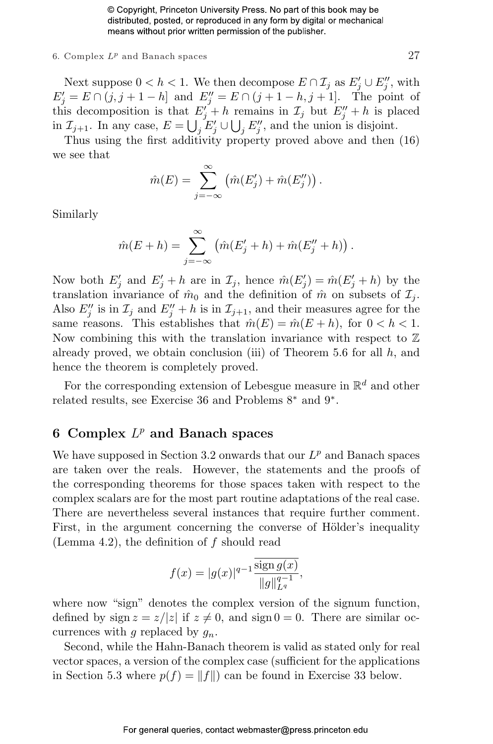Next suppose $0 < h < 1$. We then decompose $E \cap \mathcal{I}_j$ as $E'_j \cup E''_j$, with $E'_j = E \cap (j, j+1-h]$ and $E''_j = E \cap (j+1-h, j+1]$. The point of this decomposition is that $E'_j + h$ remains in $\mathcal{I}_j$ but $E''_j + h$ is placed in $\mathcal{I}_{j+1}$. In any case, $E = \bigcup_j E'_j \cup \bigcup_j E''_j$, and the union is disjoint.

Thus using the first additivity property proved above and then (16) we see that

$$\hat{m}(E) = \sum_{j=-\infty}^{\infty} \left(\hat{m}(E'_j) + \hat{m}(E''_j)\right).$$

Similarly

$$\hat{m}(E+h) = \sum_{j=-\infty}^{\infty} \left(\hat{m}(E'_j + h) + \hat{m}(E''_j + h)\right).$$

Now both $E'_j$ and $E'_j + h$ are in $\mathcal{I}_j$, hence $\hat{m}(E'_j) = \hat{m}(E'_j + h)$ by the translation invariance of $\hat{m}_0$ and the definition of $\hat{m}$ on subsets of $\mathcal{I}_j$. Also $E''_j$ is in $\mathcal{I}_j$ and $E''_j + h$ is in $\mathcal{I}_{j+1}$, and their measures agree for the same reasons. This establishes that $\hat{m}(E) = \hat{m}(E+h)$, for $0 < h < 1$. Now combining this with the translation invariance with respect to $\mathbb{Z}$ already proved, we obtain conclusion (iii) of Theorem 5.6 for all $h$, and hence the theorem is completely proved.

For the corresponding extension of Lebesgue measure in $\mathbb{R}^d$ and other related results, see Exercise 36 and Problems 8* and 9*.

## 6 Complex $L^p$ and Banach spaces

We have supposed in Section 3.2 onwards that our $L^p$ and Banach spaces are taken over the reals. However, the statements and the proofs of the corresponding theorems for those spaces taken with respect to the complex scalars are for the most part routine adaptations of the real case. There are nevertheless several instances that require further comment. First, in the argument concerning the converse of Hölder's inequality (Lemma 4.2), the definition of $f$ should read

$$f(x) = |g(x)|^{q-1} \frac{\overline{\operatorname{sign} g(x)}}{\|g\|_{L^q}^{q-1}},$$

where now "sign" denotes the complex version of the signum function, defined by $\operatorname{sign} z = z/|z|$ if $z \neq 0$, and $\operatorname{sign} 0 = 0$. There are similar occurrences with $g$ replaced by $g_n$.

Second, while the Hahn-Banach theorem is valid as stated only for real vector spaces, a version of the complex case (sufficient for the applications in Section 5.3 where $p(f) = \|f\|$) can be found in Exercise 33 below.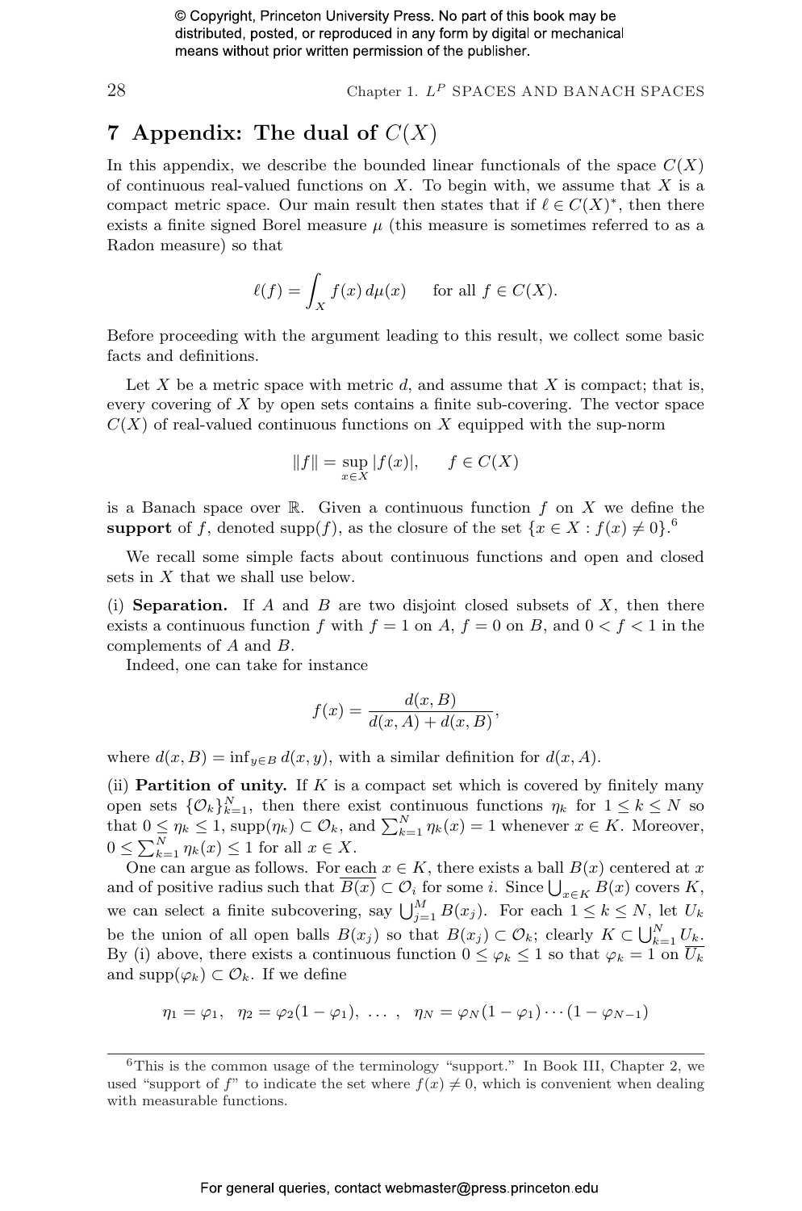## 7 Appendix: The dual of $C(X)$

In this appendix, we describe the bounded linear functionals of the space $C(X)$ of continuous real-valued functions on $X$. To begin with, we assume that $X$ is a compact metric space. Our main result then states that if $\ell \in C(X)^*$, then there exists a finite signed Borel measure $\mu$ (this measure is sometimes referred to as a Radon measure) so that

$$\ell(f) = \int_X f(x)\, d\mu(x) \qquad \text{for all } f \in C(X).$$

Before proceeding with the argument leading to this result, we collect some basic facts and definitions.

Let $X$ be a metric space with metric $d$, and assume that $X$ is compact; that is, every covering of $X$ by open sets contains a finite sub-covering. The vector space $C(X)$ of real-valued continuous functions on $X$ equipped with the sup-norm

$$\|f\| = \sup_{x\in X} |f(x)|, \qquad f \in C(X)$$

is a Banach space over $\mathbb{R}$. Given a continuous function $f$ on $X$ we define the **support** of $f$, denoted $\text{supp}(f)$, as the closure of the set $\{x \in X : f(x) \neq 0\}$.[6]

We recall some simple facts about continuous functions and open and closed sets in $X$ that we shall use below.

(i) **Separation.** If $A$ and $B$ are two disjoint closed subsets of $X$, then there exists a continuous function $f$ with $f = 1$ on $A$, $f = 0$ on $B$, and $0 < f < 1$ in the complements of $A$ and $B$.

Indeed, one can take for instance

$$f(x) = \frac{d(x, B)}{d(x, A) + d(x, B)},$$

where $d(x, B) = \inf_{y\in B} d(x, y)$, with a similar definition for $d(x, A)$.

(ii) **Partition of unity.** If $K$ is a compact set which is covered by finitely many open sets $\{\mathcal{O}_k\}_{k=1}^N$, then there exist continuous functions $\eta_k$ for $1 \leq k \leq N$ so that $0 \leq \eta_k \leq 1$, $\text{supp}(\eta_k) \subset \mathcal{O}_k$, and $\sum_{k=1}^N \eta_k(x) = 1$ whenever $x \in K$. Moreover, $0 \leq \sum_{k=1}^N \eta_k(x) \leq 1$ for all $x \in X$.

One can argue as follows. For each $x \in K$, there exists a ball $B(x)$ centered at $x$ and of positive radius such that $\overline{B(x)} \subset \mathcal{O}_i$ for some $i$. Since $\bigcup_{x\in K} B(x)$ covers $K$, we can select a finite subcovering, say $\bigcup_{j=1}^M B(x_j)$. For each $1 \leq k \leq N$, let $U_k$ be the union of all open balls $B(x_j)$ so that $B(x_j) \subset \mathcal{O}_k$; clearly $K \subset \bigcup_{k=1}^N U_k$. By (i) above, there exists a continuous function $0 \leq \varphi_k \leq 1$ so that $\varphi_k = 1$ on $\overline{U_k}$ and $\text{supp}(\varphi_k) \subset \mathcal{O}_k$. If we define

$$\eta_1 = \varphi_1, \quad \eta_2 = \varphi_2(1 - \varphi_1), \ \ldots\ , \quad \eta_N = \varphi_N(1 - \varphi_1)\cdots(1 - \varphi_{N-1})$$

[6] This is the common usage of the terminology "support." In Book III, Chapter 2, we used "support of $f$" to indicate the set where $f(x) \neq 0$, which is convenient when dealing with measurable functions.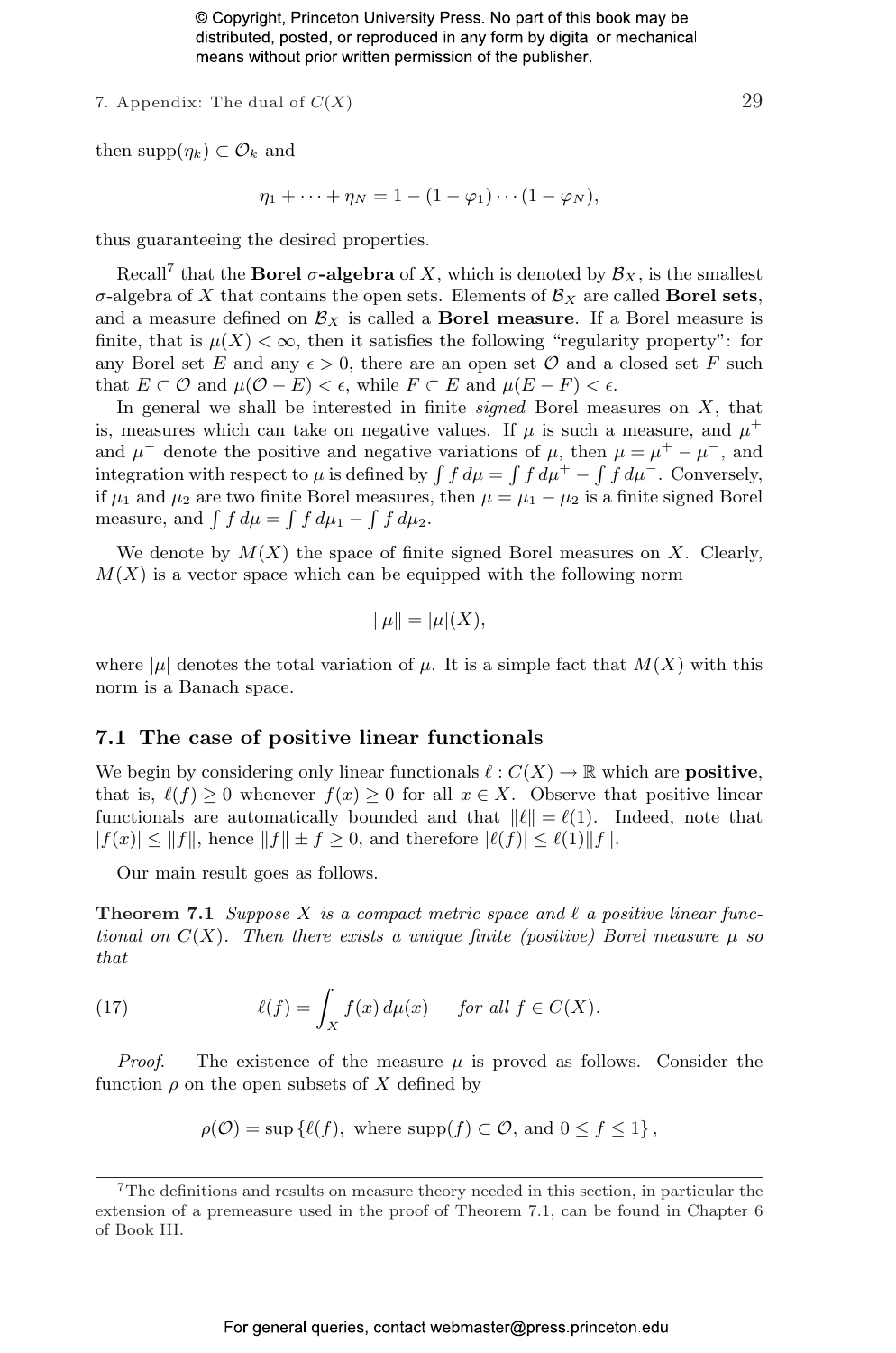then $\text{supp}(\eta_k) \subset \mathcal{O}_k$ and

$$\eta_1 + \cdots + \eta_N = 1 - (1 - \varphi_1) \cdots (1 - \varphi_N),$$

thus guaranteeing the desired properties.

Recall[7] that the **Borel $\sigma$-algebra** of $X$, which is denoted by $\mathcal{B}_X$, is the smallest $\sigma$-algebra of $X$ that contains the open sets. Elements of $\mathcal{B}_X$ are called **Borel sets**, and a measure defined on $\mathcal{B}_X$ is called a **Borel measure**. If a Borel measure is finite, that is $\mu(X) < \infty$, then it satisfies the following "regularity property": for any Borel set $E$ and any $\epsilon > 0$, there are an open set $\mathcal{O}$ and a closed set $F$ such that $E \subset \mathcal{O}$ and $\mu(\mathcal{O} - E) < \epsilon$, while $F \subset E$ and $\mu(E - F) < \epsilon$.

In general we shall be interested in finite *signed* Borel measures on $X$, that is, measures which can take on negative values. If $\mu$ is such a measure, and $\mu^+$ and $\mu^-$ denote the positive and negative variations of $\mu$, then $\mu = \mu^+ - \mu^-$, and integration with respect to $\mu$ is defined by $\int f\, d\mu = \int f\, d\mu^+ - \int f\, d\mu^-$. Conversely, if $\mu_1$ and $\mu_2$ are two finite Borel measures, then $\mu = \mu_1 - \mu_2$ is a finite signed Borel measure, and $\int f\, d\mu = \int f\, d\mu_1 - \int f\, d\mu_2$.

We denote by $M(X)$ the space of finite signed Borel measures on $X$. Clearly, $M(X)$ is a vector space which can be equipped with the following norm

$$\|\mu\| = |\mu|(X),$$

where $|\mu|$ denotes the total variation of $\mu$. It is a simple fact that $M(X)$ with this norm is a Banach space.

## 7.1 The case of positive linear functionals

We begin by considering only linear functionals $\ell : C(X) \to \mathbb{R}$ which are **positive**, that is, $\ell(f) \geq 0$ whenever $f(x) \geq 0$ for all $x \in X$. Observe that positive linear functionals are automatically bounded and that $\|\ell\| = \ell(1)$. Indeed, note that $|f(x)| \leq \|f\|$, hence $\|f\| \pm f \geq 0$, and therefore $|\ell(f)| \leq \ell(1)\|f\|$.

Our main result goes as follows.

**Theorem 7.1** *Suppose $X$ is a compact metric space and $\ell$ a positive linear functional on $C(X)$. Then there exists a unique finite (positive) Borel measure $\mu$ so that*

$$\ell(f) = \int_X f(x)\, d\mu(x) \qquad \text{for all } f \in C(X). \tag{17}$$

*Proof.* The existence of the measure $\mu$ is proved as follows. Consider the function $\rho$ on the open subsets of $X$ defined by

$$\rho(\mathcal{O}) = \sup\{\ell(f), \text{ where } \text{supp}(f) \subset \mathcal{O}, \text{ and } 0 \leq f \leq 1\},$$

[7] The definitions and results on measure theory needed in this section, in particular the extension of a premeasure used in the proof of Theorem 7.1, can be found in Chapter 6 of Book III.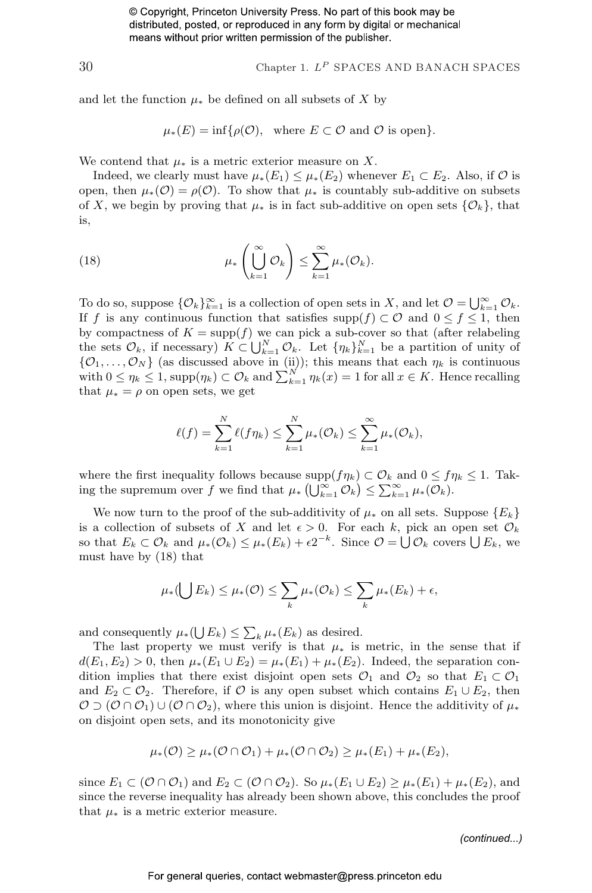and let the function $\mu_*$ be defined on all subsets of $X$ by

$$\mu_*(E) = \inf\{\rho(\mathcal{O}), \quad \text{where } E \subset \mathcal{O} \text{ and } \mathcal{O} \text{ is open}\}.$$

We contend that $\mu_*$ is a metric exterior measure on $X$.

Indeed, we clearly must have $\mu_*(E_1) \leq \mu_*(E_2)$ whenever $E_1 \subset E_2$. Also, if $\mathcal{O}$ is open, then $\mu_*(\mathcal{O}) = \rho(\mathcal{O})$. To show that $\mu_*$ is countably sub-additive on subsets of $X$, we begin by proving that $\mu_*$ is in fact sub-additive on open sets $\{\mathcal{O}_k\}$, that is,

$$\mu_*\left(\bigcup_{k=1}^{\infty} \mathcal{O}_k\right) \leq \sum_{k=1}^{\infty} \mu_*(\mathcal{O}_k). \tag{18}$$

To do so, suppose $\{\mathcal{O}_k\}_{k=1}^{\infty}$ is a collection of open sets in $X$, and let $\mathcal{O} = \bigcup_{k=1}^{\infty} \mathcal{O}_k$. If $f$ is any continuous function that satisfies $\text{supp}(f) \subset \mathcal{O}$ and $0 \leq f \leq 1$, then by compactness of $K = \text{supp}(f)$ we can pick a sub-cover so that (after relabeling the sets $\mathcal{O}_k$, if necessary) $K \subset \bigcup_{k=1}^{N} \mathcal{O}_k$. Let $\{\eta_k\}_{k=1}^{N}$ be a partition of unity of $\{\mathcal{O}_1, \ldots, \mathcal{O}_N\}$ (as discussed above in (ii)); this means that each $\eta_k$ is continuous with $0 \leq \eta_k \leq 1$, $\text{supp}(\eta_k) \subset \mathcal{O}_k$ and $\sum_{k=1}^{N} \eta_k(x) = 1$ for all $x \in K$. Hence recalling that $\mu_* = \rho$ on open sets, we get

$$\ell(f) = \sum_{k=1}^{N} \ell(f\eta_k) \leq \sum_{k=1}^{N} \mu_*(\mathcal{O}_k) \leq \sum_{k=1}^{\infty} \mu_*(\mathcal{O}_k),$$

where the first inequality follows because $\text{supp}(f\eta_k) \subset \mathcal{O}_k$ and $0 \leq f\eta_k \leq 1$. Taking the supremum over $f$ we find that $\mu_*\left(\bigcup_{k=1}^{\infty} \mathcal{O}_k\right) \leq \sum_{k=1}^{\infty} \mu_*(\mathcal{O}_k)$.

We now turn to the proof of the sub-additivity of $\mu_*$ on all sets. Suppose $\{E_k\}$ is a collection of subsets of $X$ and let $\epsilon > 0$. For each $k$, pick an open set $\mathcal{O}_k$ so that $E_k \subset \mathcal{O}_k$ and $\mu_*(\mathcal{O}_k) \leq \mu_*(E_k) + \epsilon 2^{-k}$. Since $\mathcal{O} = \bigcup \mathcal{O}_k$ covers $\bigcup E_k$, we must have by (18) that

$$\mu_*(\bigcup E_k) \leq \mu_*(\mathcal{O}) \leq \sum_k \mu_*(\mathcal{O}_k) \leq \sum_k \mu_*(E_k) + \epsilon,$$

and consequently $\mu_*(\bigcup E_k) \leq \sum_k \mu_*(E_k)$ as desired.

The last property we must verify is that $\mu_*$ is metric, in the sense that if $d(E_1, E_2) > 0$, then $\mu_*(E_1 \cup E_2) = \mu_*(E_1) + \mu_*(E_2)$. Indeed, the separation condition implies that there exist disjoint open sets $\mathcal{O}_1$ and $\mathcal{O}_2$ so that $E_1 \subset \mathcal{O}_1$ and $E_2 \subset \mathcal{O}_2$. Therefore, if $\mathcal{O}$ is any open subset which contains $E_1 \cup E_2$, then $\mathcal{O} \supset (\mathcal{O} \cap \mathcal{O}_1) \cup (\mathcal{O} \cap \mathcal{O}_2)$, where this union is disjoint. Hence the additivity of $\mu_*$ on disjoint open sets, and its monotonicity give

$$\mu_*(\mathcal{O}) \geq \mu_*(\mathcal{O} \cap \mathcal{O}_1) + \mu_*(\mathcal{O} \cap \mathcal{O}_2) \geq \mu_*(E_1) + \mu_*(E_2),$$

since $E_1 \subset (\mathcal{O} \cap \mathcal{O}_1)$ and $E_2 \subset (\mathcal{O} \cap \mathcal{O}_2)$. So $\mu_*(E_1 \cup E_2) \geq \mu_*(E_1) + \mu_*(E_2)$, and since the reverse inequality has already been shown above, this concludes the proof that $\mu_*$ is a metric exterior measure.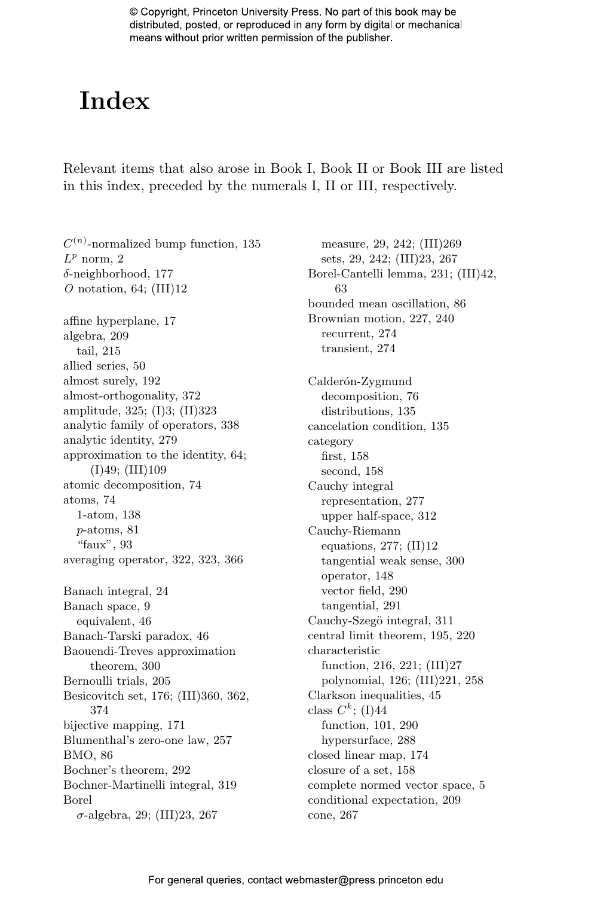# Index

Relevant items that also arose in Book I, Book II or Book III are listed in this index, preceded by the numerals I, II or III, respectively.

$C^{(n)}$-normalized bump function, 135
$L^p$ norm, 2
$\delta$-neighborhood, 177
$O$ notation, 64; (III)12

affine hyperplane, 17
algebra, 209
  tail, 215
allied series, 50
almost surely, 192
almost-orthogonality, 372
amplitude, 325; (I)3; (II)323
analytic family of operators, 338
analytic identity, 279
approximation to the identity, 64; (I)49; (III)109
atomic decomposition, 74
atoms, 74
  1-atom, 138
  $p$-atoms, 81
  "faux", 93
averaging operator, 322, 323, 366

Banach integral, 24
Banach space, 9
  equivalent, 46
Banach-Tarski paradox, 46
Baouendi-Treves approximation theorem, 300
Bernoulli trials, 205
Besicovitch set, 176; (III)360, 362, 374
bijective mapping, 171
Blumenthal's zero-one law, 257
BMO, 86
Bochner's theorem, 292
Bochner-Martinelli integral, 319
Borel
  $\sigma$-algebra, 29; (III)23, 267
  measure, 29, 242; (III)269
  sets, 29, 242; (III)23, 267
Borel-Cantelli lemma, 231; (III)42, 63
bounded mean oscillation, 86
Brownian motion, 227, 240
  recurrent, 274
  transient, 274

Calderón-Zygmund
  decomposition, 76
  distributions, 135
cancelation condition, 135
category
  first, 158
  second, 158
Cauchy integral
  representation, 277
  upper half-space, 312
Cauchy-Riemann
  equations, 277; (II)12
  tangential weak sense, 300
  operator, 148
  vector field, 290
  tangential, 291
Cauchy-Szegö integral, 311
central limit theorem, 195, 220
characteristic
  function, 216, 221; (III)27
  polynomial, 126; (III)221, 258
Clarkson inequalities, 45
class $C^k$; (I)44
  function, 101, 290
  hypersurface, 288
closed linear map, 174
closure of a set, 158
complete normed vector space, 5
conditional expectation, 209
cone, 267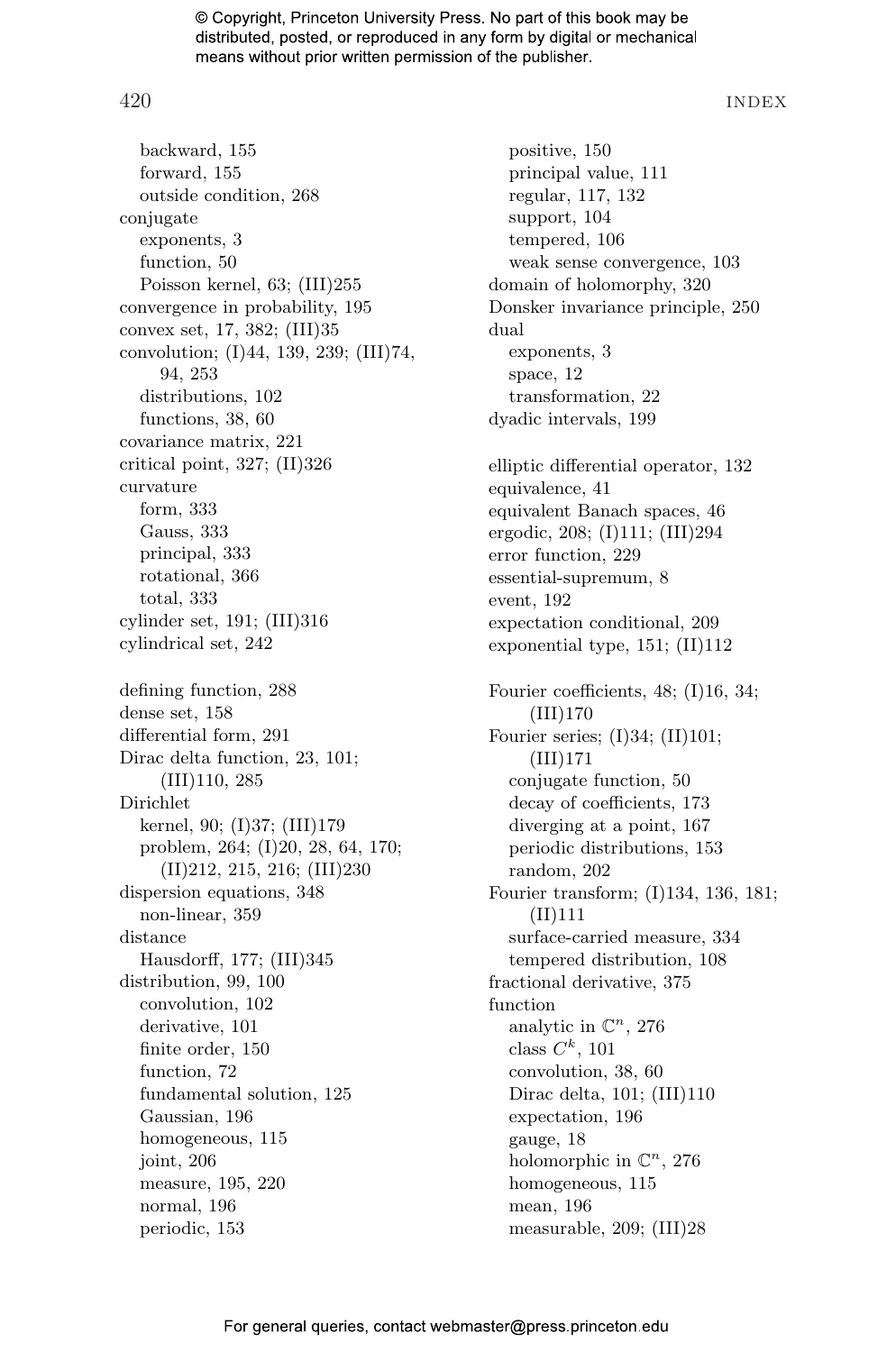backward, 155
forward, 155
outside condition, 268

conjugate
- exponents, 3
- function, 50
- Poisson kernel, 63; (III)255

convergence in probability, 195
convex set, 17, 382; (III)35
convolution; (I)44, 139, 239; (III)74, 94, 253
- distributions, 102
- functions, 38, 60

covariance matrix, 221
critical point, 327; (II)326
curvature
- form, 333
- Gauss, 333
- principal, 333
- rotational, 366
- total, 333

cylinder set, 191; (III)316
cylindrical set, 242

defining function, 288
dense set, 158
differential form, 291
Dirac delta function, 23, 101; (III)110, 285
Dirichlet
- kernel, 90; (I)37; (III)179
- problem, 264; (I)20, 28, 64, 170; (II)212, 215, 216; (III)230

dispersion equations, 348
- non-linear, 359

distance
- Hausdorff, 177; (III)345

distribution, 99, 100
- convolution, 102
- derivative, 101
- finite order, 150
- function, 72
- fundamental solution, 125
- Gaussian, 196
- homogeneous, 115
- joint, 206
- measure, 195, 220
- normal, 196
- periodic, 153
- positive, 150
- principal value, 111
- regular, 117, 132
- support, 104
- tempered, 106
- weak sense convergence, 103

domain of holomorphy, 320
Donsker invariance principle, 250
dual
- exponents, 3
- space, 12
- transformation, 22

dyadic intervals, 199

elliptic differential operator, 132
equivalence, 41
equivalent Banach spaces, 46
ergodic, 208; (I)111; (III)294
error function, 229
essential-supremum, 8
event, 192
expectation conditional, 209
exponential type, 151; (II)112

Fourier coefficients, 48; (I)16, 34; (III)170
Fourier series; (I)34; (II)101; (III)171
- conjugate function, 50
- decay of coefficients, 173
- diverging at a point, 167
- periodic distributions, 153
- random, 202

Fourier transform; (I)134, 136, 181; (II)111
- surface-carried measure, 334
- tempered distribution, 108

fractional derivative, 375
function
- analytic in $\mathbb{C}^n$, 276
- class $C^k$, 101
- convolution, 38, 60
- Dirac delta, 101; (III)110
- expectation, 196
- gauge, 18
- holomorphic in $\mathbb{C}^n$, 276
- homogeneous, 115
- mean, 196
- measurable, 209; (III)28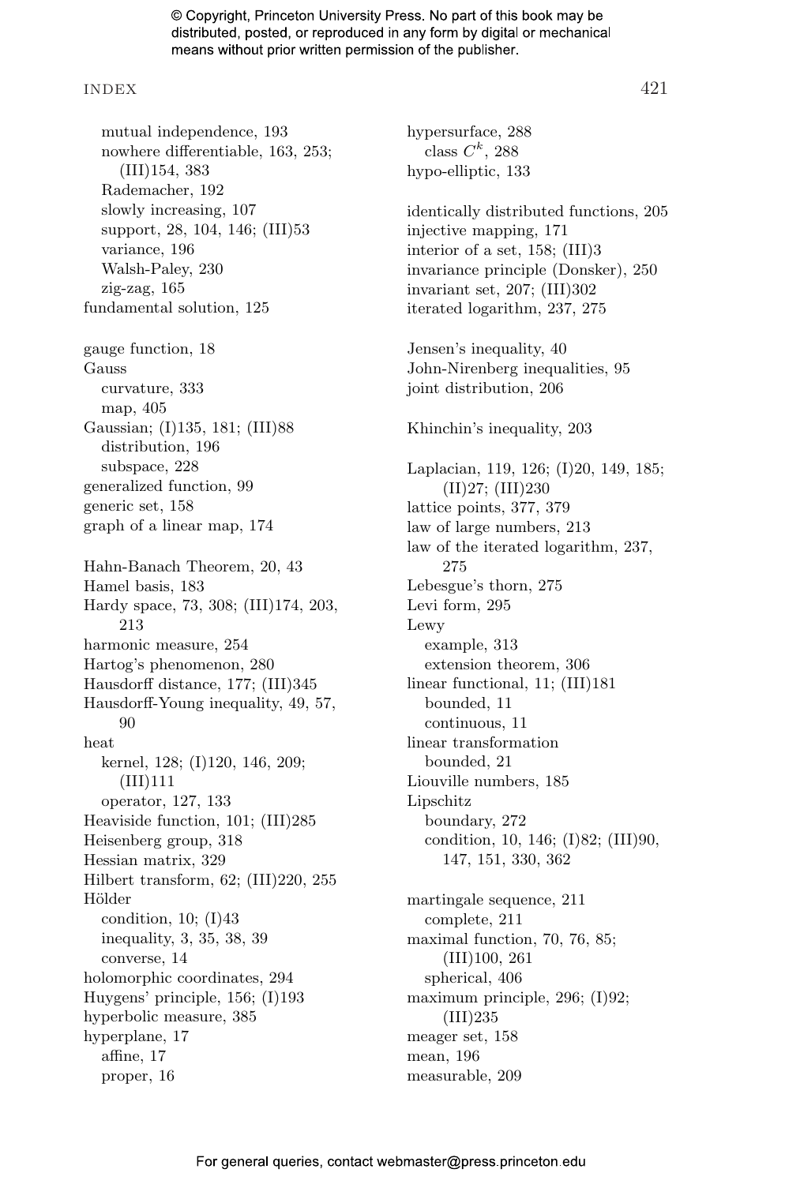mutual independence, 193
  nowhere differentiable, 163, 253; (III)154, 383
  Rademacher, 192
  slowly increasing, 107
  support, 28, 104, 146; (III)53
  variance, 196
  Walsh-Paley, 230
  zig-zag, 165
fundamental solution, 125

gauge function, 18
Gauss
  curvature, 333
  map, 405
Gaussian; (I)135, 181; (III)88
  distribution, 196
  subspace, 228
generalized function, 99
generic set, 158
graph of a linear map, 174

Hahn-Banach Theorem, 20, 43
Hamel basis, 183
Hardy space, 73, 308; (III)174, 203, 213
harmonic measure, 254
Hartog's phenomenon, 280
Hausdorff distance, 177; (III)345
Hausdorff-Young inequality, 49, 57, 90
heat
  kernel, 128; (I)120, 146, 209; (III)111
  operator, 127, 133
Heaviside function, 101; (III)285
Heisenberg group, 318
Hessian matrix, 329
Hilbert transform, 62; (III)220, 255
Hölder
  condition, 10; (I)43
  inequality, 3, 35, 38, 39
  converse, 14
holomorphic coordinates, 294
Huygens' principle, 156; (I)193
hyperbolic measure, 385
hyperplane, 17
  affine, 17
  proper, 16

hypersurface, 288
  class $C^k$, 288
hypo-elliptic, 133

identically distributed functions, 205
injective mapping, 171
interior of a set, 158; (III)3
invariance principle (Donsker), 250
invariant set, 207; (III)302
iterated logarithm, 237, 275

Jensen's inequality, 40
John-Nirenberg inequalities, 95
joint distribution, 206

Khinchin's inequality, 203

Laplacian, 119, 126; (I)20, 149, 185; (II)27; (III)230
lattice points, 377, 379
law of large numbers, 213
law of the iterated logarithm, 237, 275
Lebesgue's thorn, 275
Levi form, 295
Lewy
  example, 313
  extension theorem, 306
linear functional, 11; (III)181
  bounded, 11
  continuous, 11
linear transformation
  bounded, 21
Liouville numbers, 185
Lipschitz
  boundary, 272
  condition, 10, 146; (I)82; (III)90, 147, 151, 330, 362

martingale sequence, 211
  complete, 211
maximal function, 70, 76, 85; (III)100, 261
  spherical, 406
maximum principle, 296; (I)92; (III)235
meager set, 158
mean, 196
measurable, 209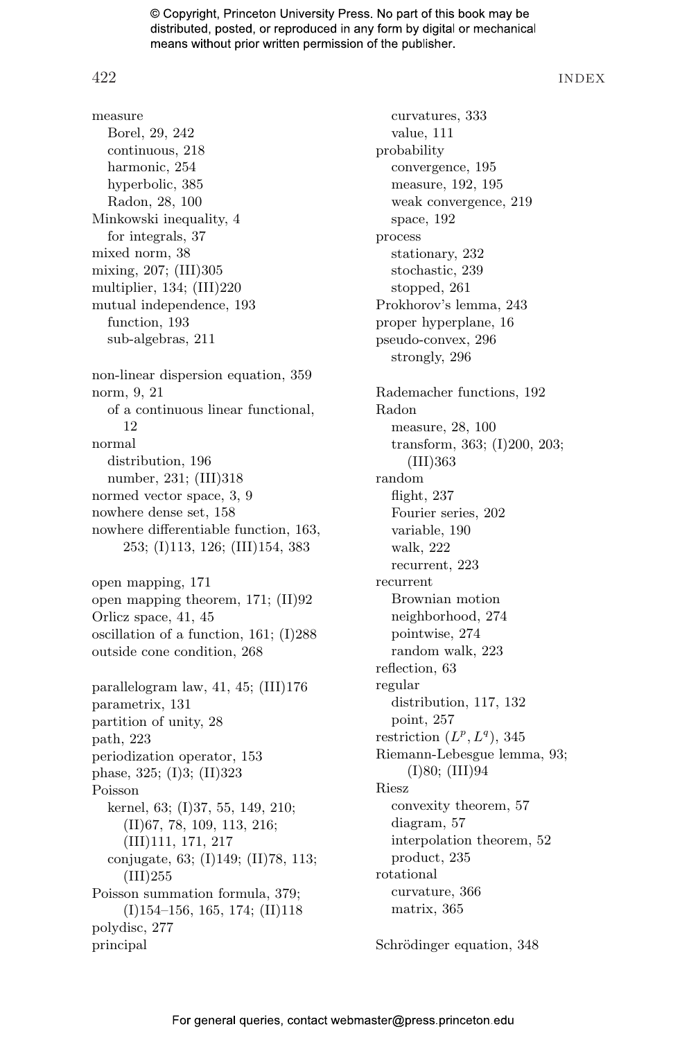measure
- Borel, 29, 242
- continuous, 218
- harmonic, 254
- hyperbolic, 385
- Radon, 28, 100

Minkowski inequality, 4
- for integrals, 37

mixed norm, 38
mixing, 207; (III)305
multiplier, 134; (III)220
mutual independence, 193
- function, 193
- sub-algebras, 211

non-linear dispersion equation, 359
norm, 9, 21
- of a continuous linear functional, 12

normal
- distribution, 196
- number, 231; (III)318

normed vector space, 3, 9
nowhere dense set, 158
nowhere differentiable function, 163, 253; (I)113, 126; (III)154, 383

open mapping, 171
open mapping theorem, 171; (II)92
Orlicz space, 41, 45
oscillation of a function, 161; (I)288
outside cone condition, 268

parallelogram law, 41, 45; (III)176
parametrix, 131
partition of unity, 28
path, 223
periodization operator, 153
phase, 325; (I)3; (II)323
Poisson
- kernel, 63; (I)37, 55, 149, 210; (II)67, 78, 109, 113, 216; (III)111, 171, 217
- conjugate, 63; (I)149; (II)78, 113; (III)255

Poisson summation formula, 379; (I)154–156, 165, 174; (II)118
polydisc, 277
principal
- curvatures, 333
- value, 111

probability
- convergence, 195
- measure, 192, 195
- weak convergence, 219
- space, 192

process
- stationary, 232
- stochastic, 239
- stopped, 261

Prokhorov's lemma, 243
proper hyperplane, 16
pseudo-convex, 296
- strongly, 296

Rademacher functions, 192
Radon
- measure, 28, 100
- transform, 363; (I)200, 203; (III)363

random
- flight, 237
- Fourier series, 202
- variable, 190
- walk, 222
- recurrent, 223

recurrent
- Brownian motion
- neighborhood, 274
- pointwise, 274
- random walk, 223

reflection, 63
regular
- distribution, 117, 132
- point, 257

restriction $(L^p, L^q)$, 345
Riemann-Lebesgue lemma, 93; (I)80; (III)94
Riesz
- convexity theorem, 57
- diagram, 57
- interpolation theorem, 52
- product, 235

rotational
- curvature, 366
- matrix, 365

Schrödinger equation, 348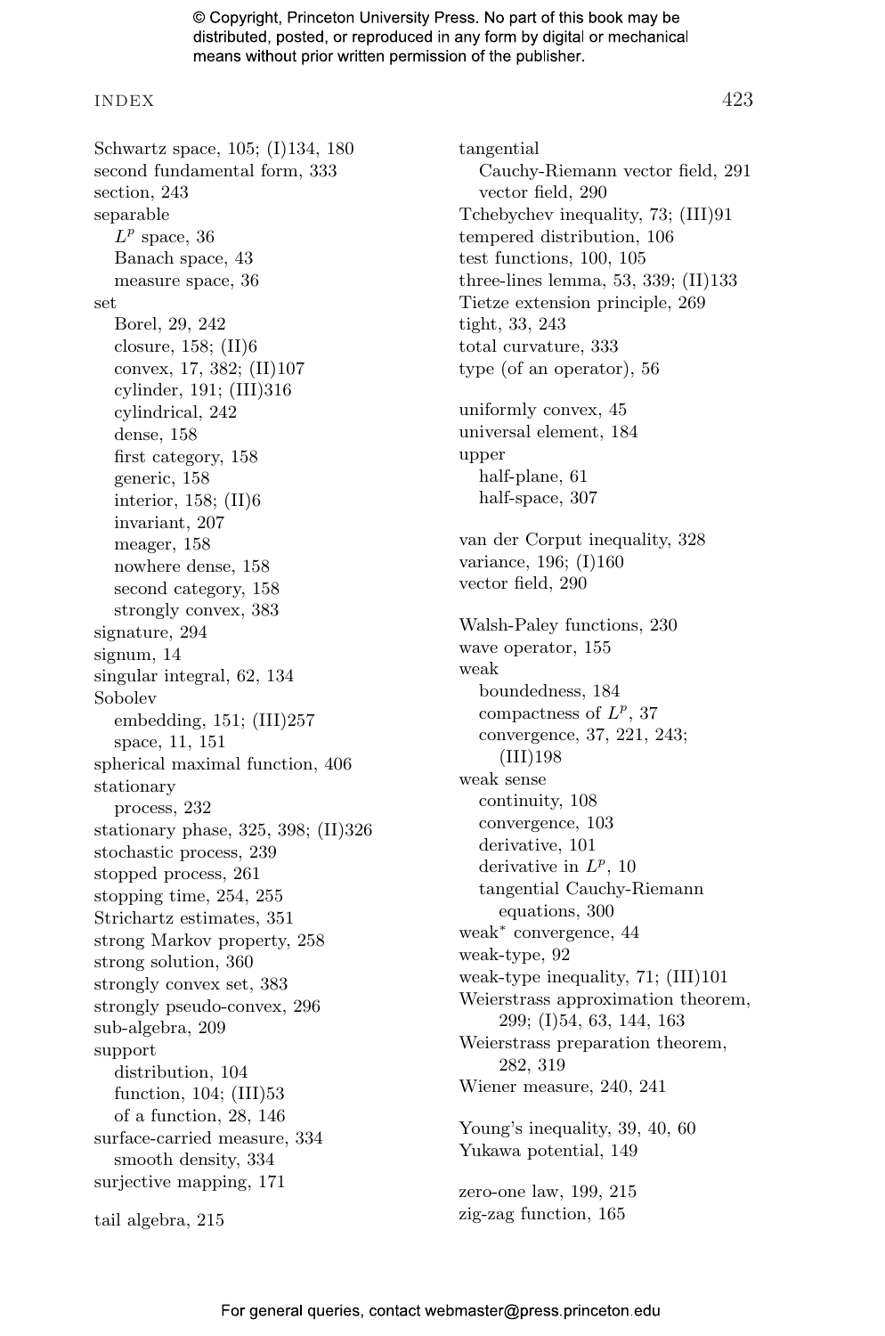Schwartz space, 105; (I)134, 180
second fundamental form, 333
section, 243
separable
  $L^p$ space, 36
  Banach space, 43
  measure space, 36
set
  Borel, 29, 242
  closure, 158; (II)6
  convex, 17, 382; (II)107
  cylinder, 191; (III)316
  cylindrical, 242
  dense, 158
  first category, 158
  generic, 158
  interior, 158; (II)6
  invariant, 207
  meager, 158
  nowhere dense, 158
  second category, 158
  strongly convex, 383
signature, 294
signum, 14
singular integral, 62, 134
Sobolev
  embedding, 151; (III)257
  space, 11, 151
spherical maximal function, 406
stationary
  process, 232
stationary phase, 325, 398; (II)326
stochastic process, 239
stopped process, 261
stopping time, 254, 255
Strichartz estimates, 351
strong Markov property, 258
strong solution, 360
strongly convex set, 383
strongly pseudo-convex, 296
sub-algebra, 209
support
  distribution, 104
  function, 104; (III)53
  of a function, 28, 146
surface-carried measure, 334
  smooth density, 334
surjective mapping, 171

tail algebra, 215
tangential
  Cauchy-Riemann vector field, 291
  vector field, 290
Tchebychev inequality, 73; (III)91
tempered distribution, 106
test functions, 100, 105
three-lines lemma, 53, 339; (II)133
Tietze extension principle, 269
tight, 33, 243
total curvature, 333
type (of an operator), 56

uniformly convex, 45
universal element, 184
upper
  half-plane, 61
  half-space, 307

van der Corput inequality, 328
variance, 196; (I)160
vector field, 290

Walsh-Paley functions, 230
wave operator, 155
weak
  boundedness, 184
  compactness of $L^p$, 37
  convergence, 37, 221, 243; (III)198
weak sense
  continuity, 108
  convergence, 103
  derivative, 101
  derivative in $L^p$, 10
  tangential Cauchy-Riemann equations, 300
weak$^*$ convergence, 44
weak-type, 92
weak-type inequality, 71; (III)101
Weierstrass approximation theorem, 299; (I)54, 63, 144, 163
Weierstrass preparation theorem, 282, 319
Wiener measure, 240, 241

Young's inequality, 39, 40, 60
Yukawa potential, 149

zero-one law, 199, 215
zig-zag function, 165